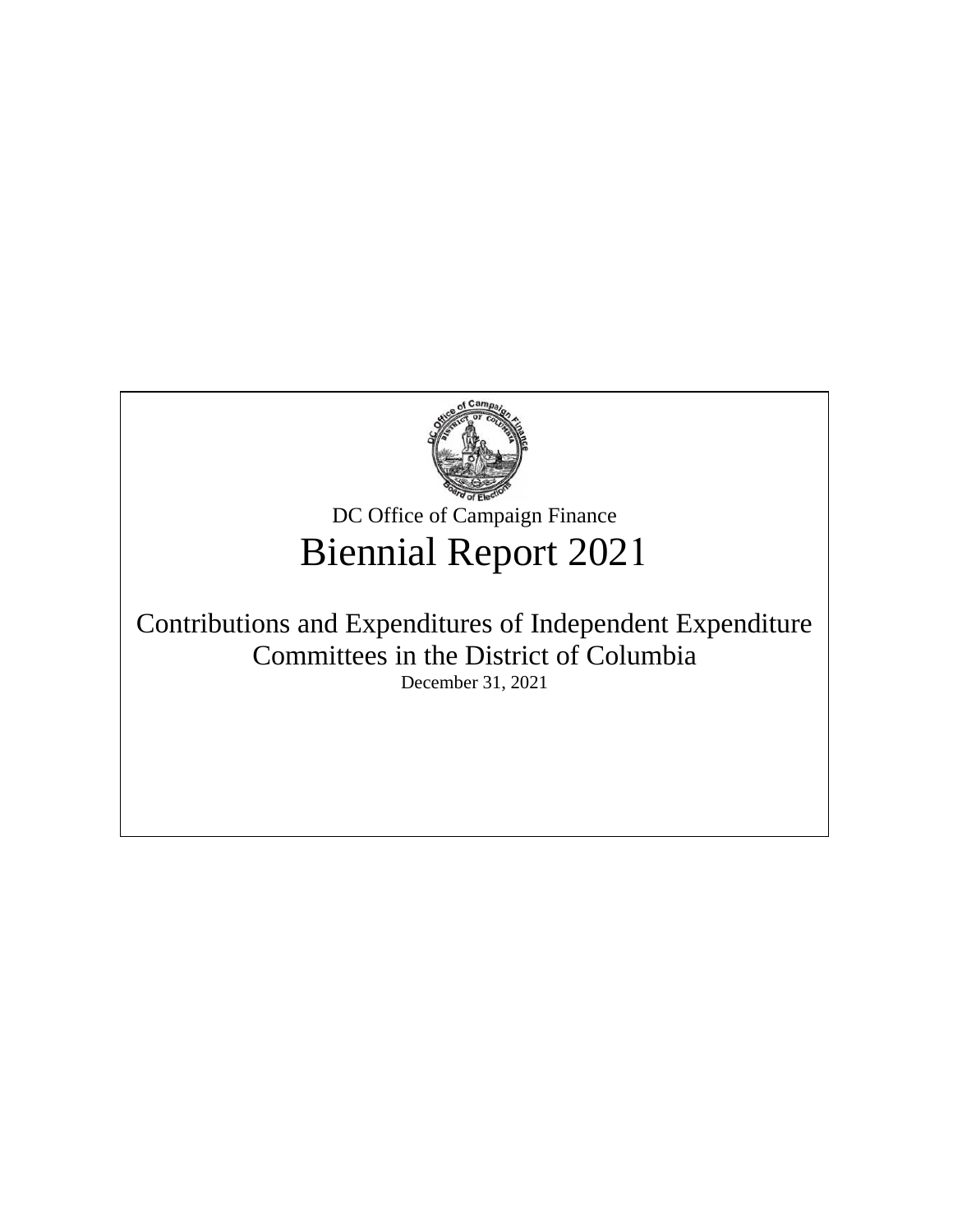DC Office of Campaign Finance

# Biennial Report 2021

## Contributions and Expenditures of Independent Expenditure Committees in the District of Columbia

December 31, 2021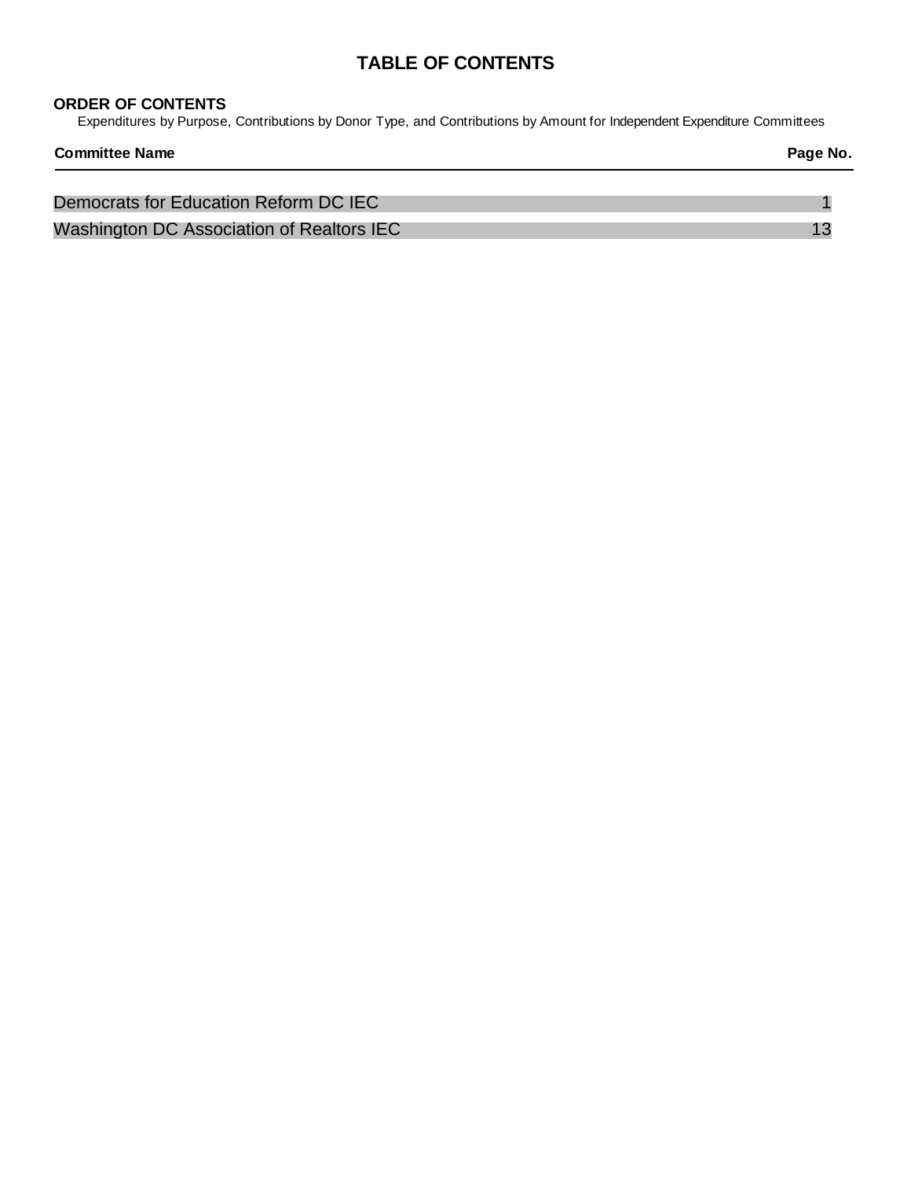# TABLE OF CONTENTS

**ORDER OF CONTENTS**

Expenditures by Purpose, Contributions by Donor Type, and Contributions by Amount for Independent Expenditure Committees

| Committee Name | Page No. |
| --- | --- |
| Democrats for Education Reform DC IEC | 1 |
| Washington DC Association of Realtors IEC | 13 |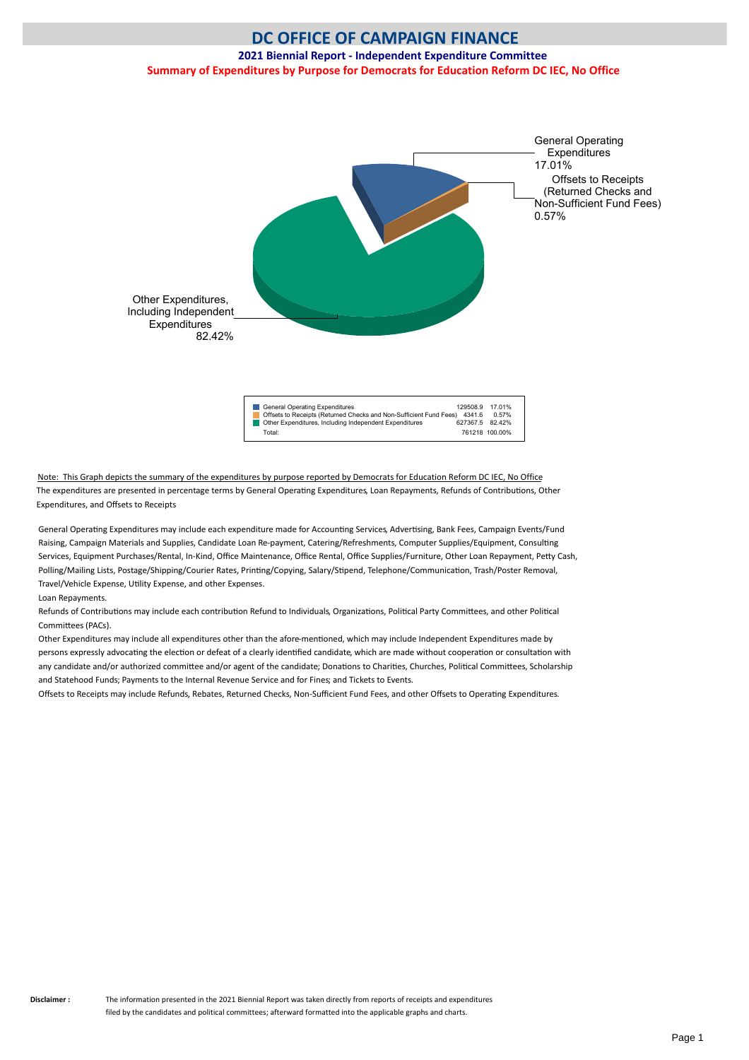# DC OFFICE OF CAMPAIGN FINANCE

## 2021 Biennial Report - Independent Expenditure Committee

### Summary of Expenditures by Purpose for Democrats for Education Reform DC IEC, No Office

General Operating Expenditures 17.01%

Offsets to Receipts (Returned Checks and Non-Sufficient Fund Fees) 0.57%

Other Expenditures, Including Independent Expenditures 82.42%

| Purpose | Amount | Percent |
|---|---|---|
| General Operating Expenditures | 129508.9 | 17.01% |
| Offsets to Receipts (Returned Checks and Non-Sufficient Fund Fees) | 4341.6 | 0.57% |
| Other Expenditures, Including Independent Expenditures | 627367.5 | 82.42% |
| Total: | 761218 | 100.00% |

Note: This Graph depicts the summary of the expenditures by purpose reported by Democrats for Education Reform DC IEC, No Office
The expenditures are presented in percentage terms by General Operating Expenditures, Loan Repayments, Refunds of Contributions, Other Expenditures, and Offsets to Receipts

General Operating Expenditures may include each expenditure made for Accounting Services, Advertising, Bank Fees, Campaign Events/Fund Raising, Campaign Materials and Supplies, Candidate Loan Re-payment, Catering/Refreshments, Computer Supplies/Equipment, Consulting Services, Equipment Purchases/Rental, In-Kind, Office Maintenance, Office Rental, Office Supplies/Furniture, Other Loan Repayment, Petty Cash, Polling/Mailing Lists, Postage/Shipping/Courier Rates, Printing/Copying, Salary/Stipend, Telephone/Communication, Trash/Poster Removal, Travel/Vehicle Expense, Utility Expense, and other Expenses.

Loan Repayments.

Refunds of Contributions may include each contribution Refund to Individuals, Organizations, Political Party Committees, and other Political Committees (PACs).

Other Expenditures may include all expenditures other than the afore-mentioned, which may include Independent Expenditures made by persons expressly advocating the election or defeat of a clearly identified candidate, which are made without cooperation or consultation with any candidate and/or authorized committee and/or agent of the candidate; Donations to Charities, Churches, Political Committees, Scholarship and Statehood Funds; Payments to the Internal Revenue Service and for Fines; and Tickets to Events.

Offsets to Receipts may include Refunds, Rebates, Returned Checks, Non-Sufficient Fund Fees, and other Offsets to Operating Expenditures.

**Disclaimer :** The information presented in the 2021 Biennial Report was taken directly from reports of receipts and expenditures filed by the candidates and political committees; afterward formatted into the applicable graphs and charts.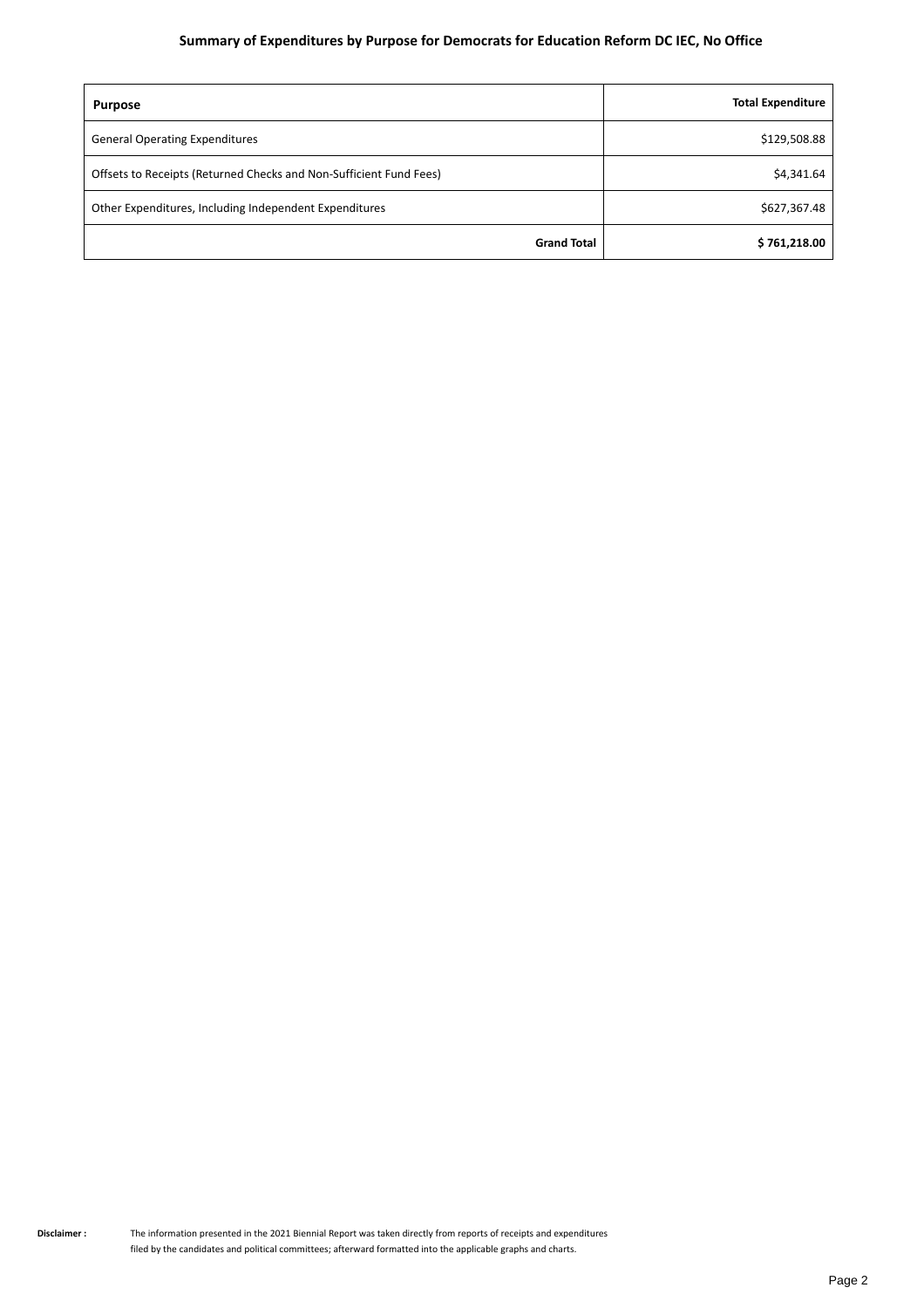## Summary of Expenditures by Purpose for Democrats for Education Reform DC IEC, No Office

| Purpose | Total Expenditure |
| --- | --- |
| General Operating Expenditures | $129,508.88 |
| Offsets to Receipts (Returned Checks and Non-Sufficient Fund Fees) | $4,341.64 |
| Other Expenditures, Including Independent Expenditures | $627,367.48 |
| **Grand Total** | **$ 761,218.00** |

**Disclaimer :** The information presented in the 2021 Biennial Report was taken directly from reports of receipts and expenditures filed by the candidates and political committees; afterward formatted into the applicable graphs and charts.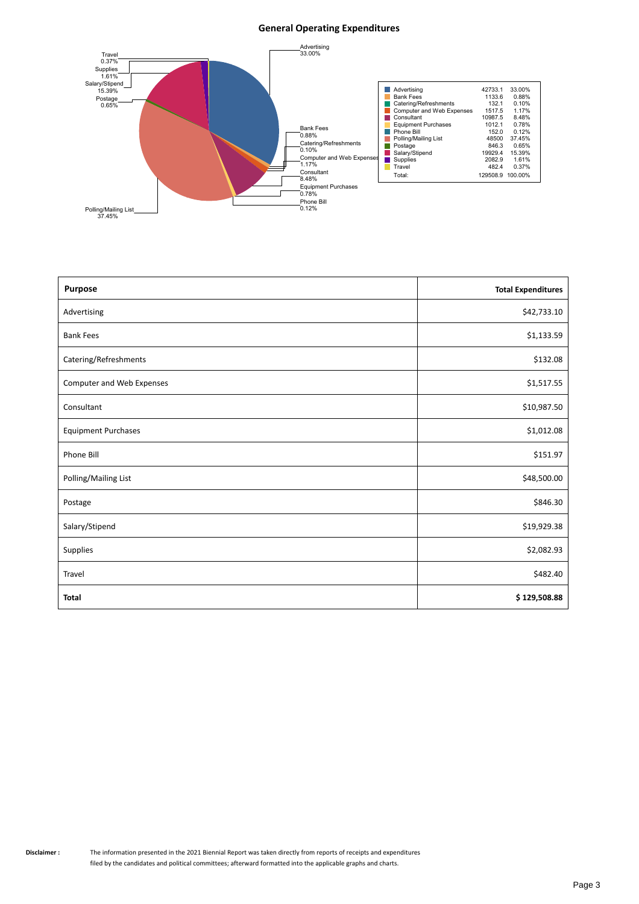## General Operating Expenditures

| | | |
|---|---|---|
| Advertising | 42733.1 | 33.00% |
| Bank Fees | 1133.6 | 0.88% |
| Catering/Refreshments | 132.1 | 0.10% |
| Computer and Web Expenses | 1517.5 | 1.17% |
| Consultant | 10987.5 | 8.48% |
| Equipment Purchases | 1012.1 | 0.78% |
| Phone Bill | 152.0 | 0.12% |
| Polling/Mailing List | 48500 | 37.45% |
| Postage | 846.3 | 0.65% |
| Salary/Stipend | 19929.4 | 15.39% |
| Supplies | 2082.9 | 1.61% |
| Travel | 482.4 | 0.37% |
| Total: | 129508.9 | 100.00% |

| Purpose | Total Expenditures |
|---|---|
| Advertising | $42,733.10 |
| Bank Fees | $1,133.59 |
| Catering/Refreshments | $132.08 |
| Computer and Web Expenses | $1,517.55 |
| Consultant | $10,987.50 |
| Equipment Purchases | $1,012.08 |
| Phone Bill | $151.97 |
| Polling/Mailing List | $48,500.00 |
| Postage | $846.30 |
| Salary/Stipend | $19,929.38 |
| Supplies | $2,082.93 |
| Travel | $482.40 |
| **Total** | **$ 129,508.88** |

**Disclaimer :** The information presented in the 2021 Biennial Report was taken directly from reports of receipts and expenditures filed by the candidates and political committees; afterward formatted into the applicable graphs and charts.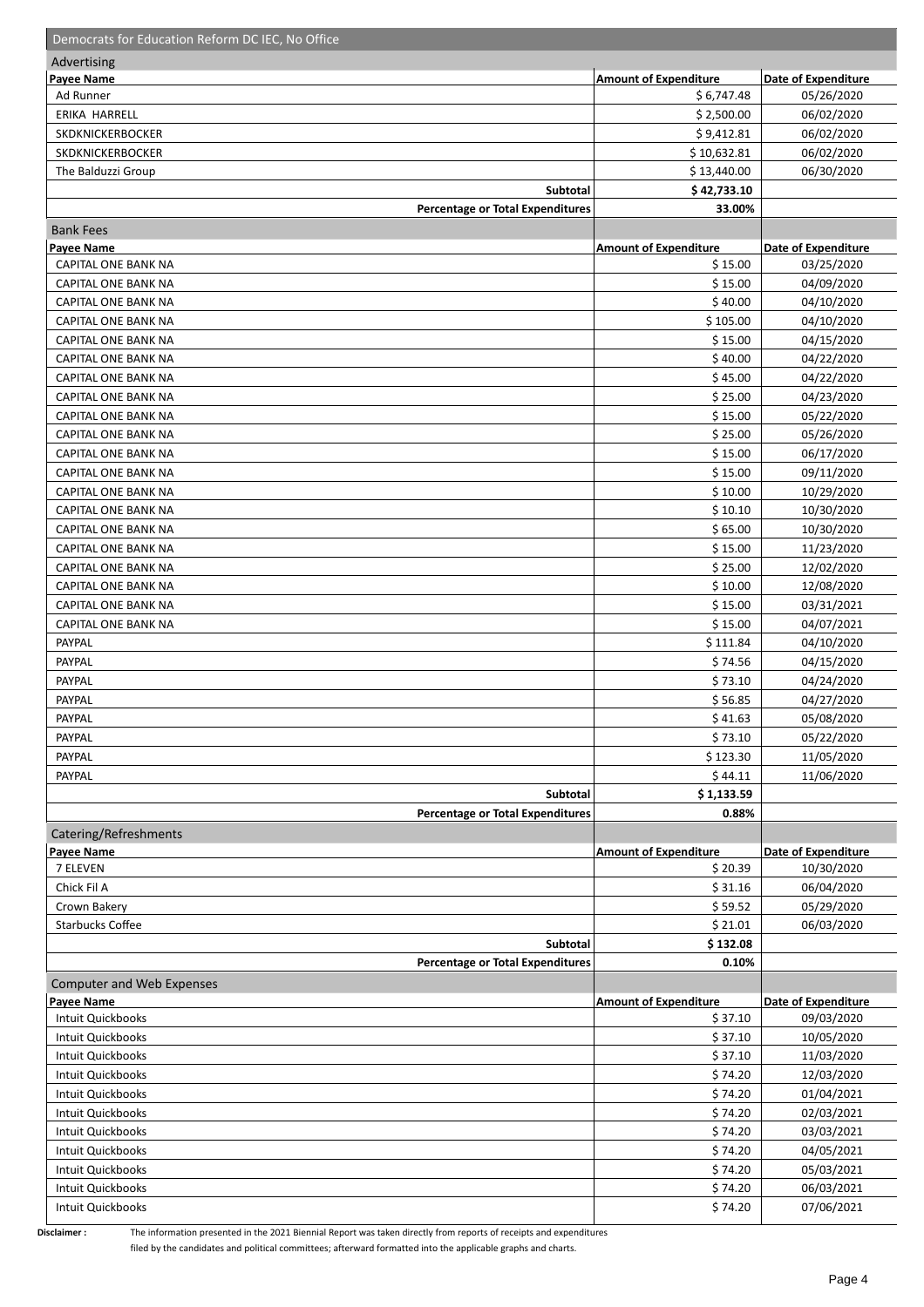## Democrats for Education Reform DC IEC, No Office

### Advertising

| Payee Name | Amount of Expenditure | Date of Expenditure |
|---|---|---|
| Ad Runner | $ 6,747.48 | 05/26/2020 |
| ERIKA HARRELL | $ 2,500.00 | 06/02/2020 |
| SKDKNICKERBOCKER | $ 9,412.81 | 06/02/2020 |
| SKDKNICKERBOCKER | $ 10,632.81 | 06/02/2020 |
| The Balduzzi Group | $ 13,440.00 | 06/30/2020 |
| **Subtotal** | **$ 42,733.10** | |
| **Percentage or Total Expenditures** | **33.00%** | |

### Bank Fees

| Payee Name | Amount of Expenditure | Date of Expenditure |
|---|---|---|
| CAPITAL ONE BANK NA | $ 15.00 | 03/25/2020 |
| CAPITAL ONE BANK NA | $ 15.00 | 04/09/2020 |
| CAPITAL ONE BANK NA | $ 40.00 | 04/10/2020 |
| CAPITAL ONE BANK NA | $ 105.00 | 04/10/2020 |
| CAPITAL ONE BANK NA | $ 15.00 | 04/15/2020 |
| CAPITAL ONE BANK NA | $ 40.00 | 04/22/2020 |
| CAPITAL ONE BANK NA | $ 45.00 | 04/22/2020 |
| CAPITAL ONE BANK NA | $ 25.00 | 04/23/2020 |
| CAPITAL ONE BANK NA | $ 15.00 | 05/22/2020 |
| CAPITAL ONE BANK NA | $ 25.00 | 05/26/2020 |
| CAPITAL ONE BANK NA | $ 15.00 | 06/17/2020 |
| CAPITAL ONE BANK NA | $ 15.00 | 09/11/2020 |
| CAPITAL ONE BANK NA | $ 10.00 | 10/29/2020 |
| CAPITAL ONE BANK NA | $ 10.10 | 10/30/2020 |
| CAPITAL ONE BANK NA | $ 65.00 | 10/30/2020 |
| CAPITAL ONE BANK NA | $ 15.00 | 11/23/2020 |
| CAPITAL ONE BANK NA | $ 25.00 | 12/02/2020 |
| CAPITAL ONE BANK NA | $ 10.00 | 12/08/2020 |
| CAPITAL ONE BANK NA | $ 15.00 | 03/31/2021 |
| CAPITAL ONE BANK NA | $ 15.00 | 04/07/2021 |
| PAYPAL | $ 111.84 | 04/10/2020 |
| PAYPAL | $ 74.56 | 04/15/2020 |
| PAYPAL | $ 73.10 | 04/24/2020 |
| PAYPAL | $ 56.85 | 04/27/2020 |
| PAYPAL | $ 41.63 | 05/08/2020 |
| PAYPAL | $ 73.10 | 05/22/2020 |
| PAYPAL | $ 123.30 | 11/05/2020 |
| PAYPAL | $ 44.11 | 11/06/2020 |
| **Subtotal** | **$ 1,133.59** | |
| **Percentage or Total Expenditures** | **0.88%** | |

### Catering/Refreshments

| Payee Name | Amount of Expenditure | Date of Expenditure |
|---|---|---|
| 7 ELEVEN | $ 20.39 | 10/30/2020 |
| Chick Fil A | $ 31.16 | 06/04/2020 |
| Crown Bakery | $ 59.52 | 05/29/2020 |
| Starbucks Coffee | $ 21.01 | 06/03/2020 |
| **Subtotal** | **$ 132.08** | |
| **Percentage or Total Expenditures** | **0.10%** | |

### Computer and Web Expenses

| Payee Name | Amount of Expenditure | Date of Expenditure |
|---|---|---|
| Intuit Quickbooks | $ 37.10 | 09/03/2020 |
| Intuit Quickbooks | $ 37.10 | 10/05/2020 |
| Intuit Quickbooks | $ 37.10 | 11/03/2020 |
| Intuit Quickbooks | $ 74.20 | 12/03/2020 |
| Intuit Quickbooks | $ 74.20 | 01/04/2021 |
| Intuit Quickbooks | $ 74.20 | 02/03/2021 |
| Intuit Quickbooks | $ 74.20 | 03/03/2021 |
| Intuit Quickbooks | $ 74.20 | 04/05/2021 |
| Intuit Quickbooks | $ 74.20 | 05/03/2021 |
| Intuit Quickbooks | $ 74.20 | 06/03/2021 |
| Intuit Quickbooks | $ 74.20 | 07/06/2021 |

**Disclaimer :** The information presented in the 2021 Biennial Report was taken directly from reports of receipts and expenditures filed by the candidates and political committees; afterward formatted into the applicable graphs and charts.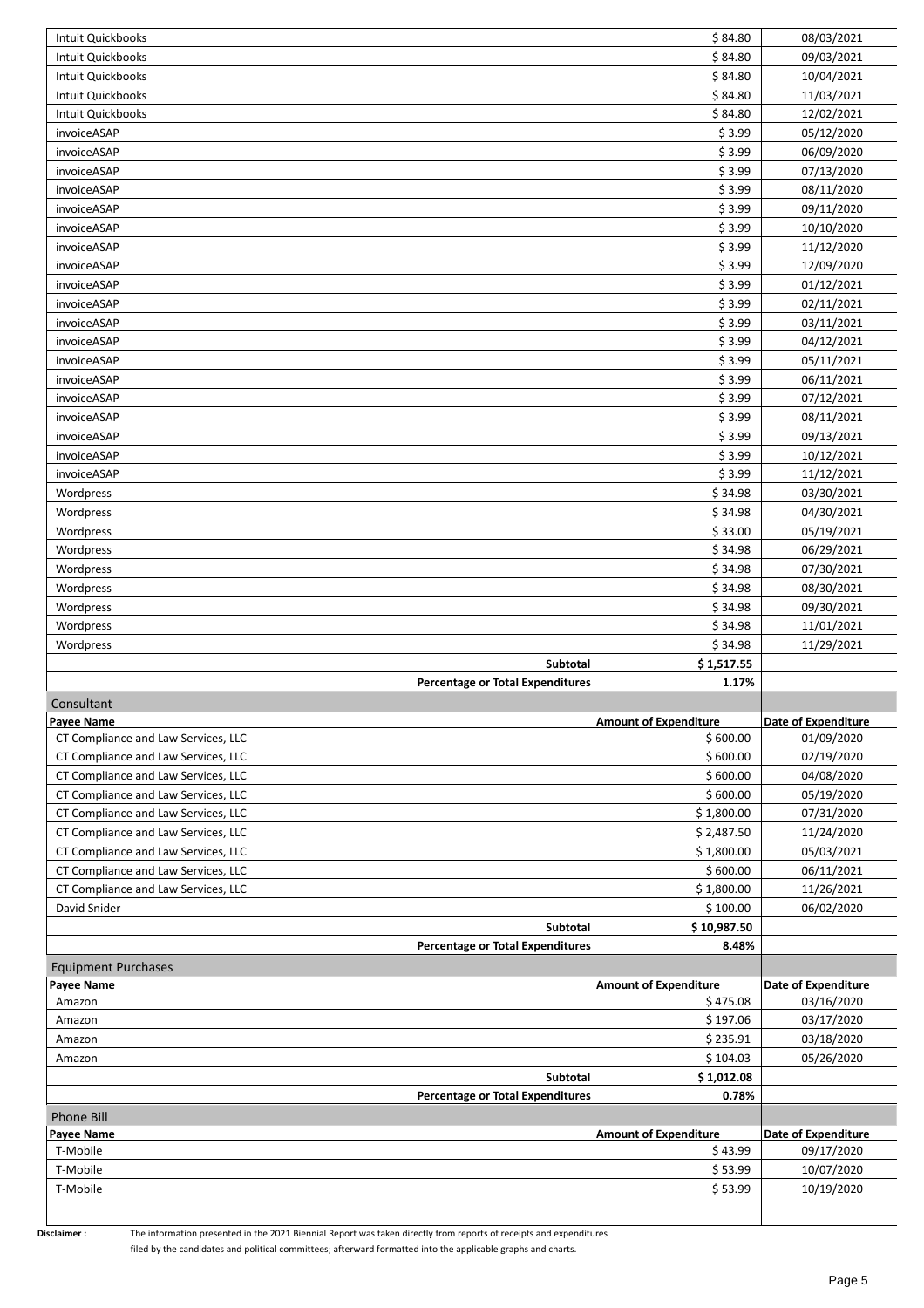| | | |
|---|---|---|
| Intuit Quickbooks | $ 84.80 | 08/03/2021 |
| Intuit Quickbooks | $ 84.80 | 09/03/2021 |
| Intuit Quickbooks | $ 84.80 | 10/04/2021 |
| Intuit Quickbooks | $ 84.80 | 11/03/2021 |
| Intuit Quickbooks | $ 84.80 | 12/02/2021 |
| invoiceASAP | $ 3.99 | 05/12/2020 |
| invoiceASAP | $ 3.99 | 06/09/2020 |
| invoiceASAP | $ 3.99 | 07/13/2020 |
| invoiceASAP | $ 3.99 | 08/11/2020 |
| invoiceASAP | $ 3.99 | 09/11/2020 |
| invoiceASAP | $ 3.99 | 10/10/2020 |
| invoiceASAP | $ 3.99 | 11/12/2020 |
| invoiceASAP | $ 3.99 | 12/09/2020 |
| invoiceASAP | $ 3.99 | 01/12/2021 |
| invoiceASAP | $ 3.99 | 02/11/2021 |
| invoiceASAP | $ 3.99 | 03/11/2021 |
| invoiceASAP | $ 3.99 | 04/12/2021 |
| invoiceASAP | $ 3.99 | 05/11/2021 |
| invoiceASAP | $ 3.99 | 06/11/2021 |
| invoiceASAP | $ 3.99 | 07/12/2021 |
| invoiceASAP | $ 3.99 | 08/11/2021 |
| invoiceASAP | $ 3.99 | 09/13/2021 |
| invoiceASAP | $ 3.99 | 10/12/2021 |
| invoiceASAP | $ 3.99 | 11/12/2021 |
| Wordpress | $ 34.98 | 03/30/2021 |
| Wordpress | $ 34.98 | 04/30/2021 |
| Wordpress | $ 33.00 | 05/19/2021 |
| Wordpress | $ 34.98 | 06/29/2021 |
| Wordpress | $ 34.98 | 07/30/2021 |
| Wordpress | $ 34.98 | 08/30/2021 |
| Wordpress | $ 34.98 | 09/30/2021 |
| Wordpress | $ 34.98 | 11/01/2021 |
| Wordpress | $ 34.98 | 11/29/2021 |
| **Subtotal** | **$ 1,517.55** | |
| **Percentage or Total Expenditures** | **1.17%** | |

## Consultant

| Payee Name | Amount of Expenditure | Date of Expenditure |
|---|---|---|
| CT Compliance and Law Services, LLC | $ 600.00 | 01/09/2020 |
| CT Compliance and Law Services, LLC | $ 600.00 | 02/19/2020 |
| CT Compliance and Law Services, LLC | $ 600.00 | 04/08/2020 |
| CT Compliance and Law Services, LLC | $ 600.00 | 05/19/2020 |
| CT Compliance and Law Services, LLC | $ 1,800.00 | 07/31/2020 |
| CT Compliance and Law Services, LLC | $ 2,487.50 | 11/24/2020 |
| CT Compliance and Law Services, LLC | $ 1,800.00 | 05/03/2021 |
| CT Compliance and Law Services, LLC | $ 600.00 | 06/11/2021 |
| CT Compliance and Law Services, LLC | $ 1,800.00 | 11/26/2021 |
| David Snider | $ 100.00 | 06/02/2020 |
| **Subtotal** | **$ 10,987.50** | |
| **Percentage or Total Expenditures** | **8.48%** | |

## Equipment Purchases

| Payee Name | Amount of Expenditure | Date of Expenditure |
|---|---|---|
| Amazon | $ 475.08 | 03/16/2020 |
| Amazon | $ 197.06 | 03/17/2020 |
| Amazon | $ 235.91 | 03/18/2020 |
| Amazon | $ 104.03 | 05/26/2020 |
| **Subtotal** | **$ 1,012.08** | |
| **Percentage or Total Expenditures** | **0.78%** | |

## Phone Bill

| Payee Name | Amount of Expenditure | Date of Expenditure |
|---|---|---|
| T-Mobile | $ 43.99 | 09/17/2020 |
| T-Mobile | $ 53.99 | 10/07/2020 |
| T-Mobile | $ 53.99 | 10/19/2020 |

**Disclaimer :** The information presented in the 2021 Biennial Report was taken directly from reports of receipts and expenditures filed by the candidates and political committees; afterward formatted into the applicable graphs and charts.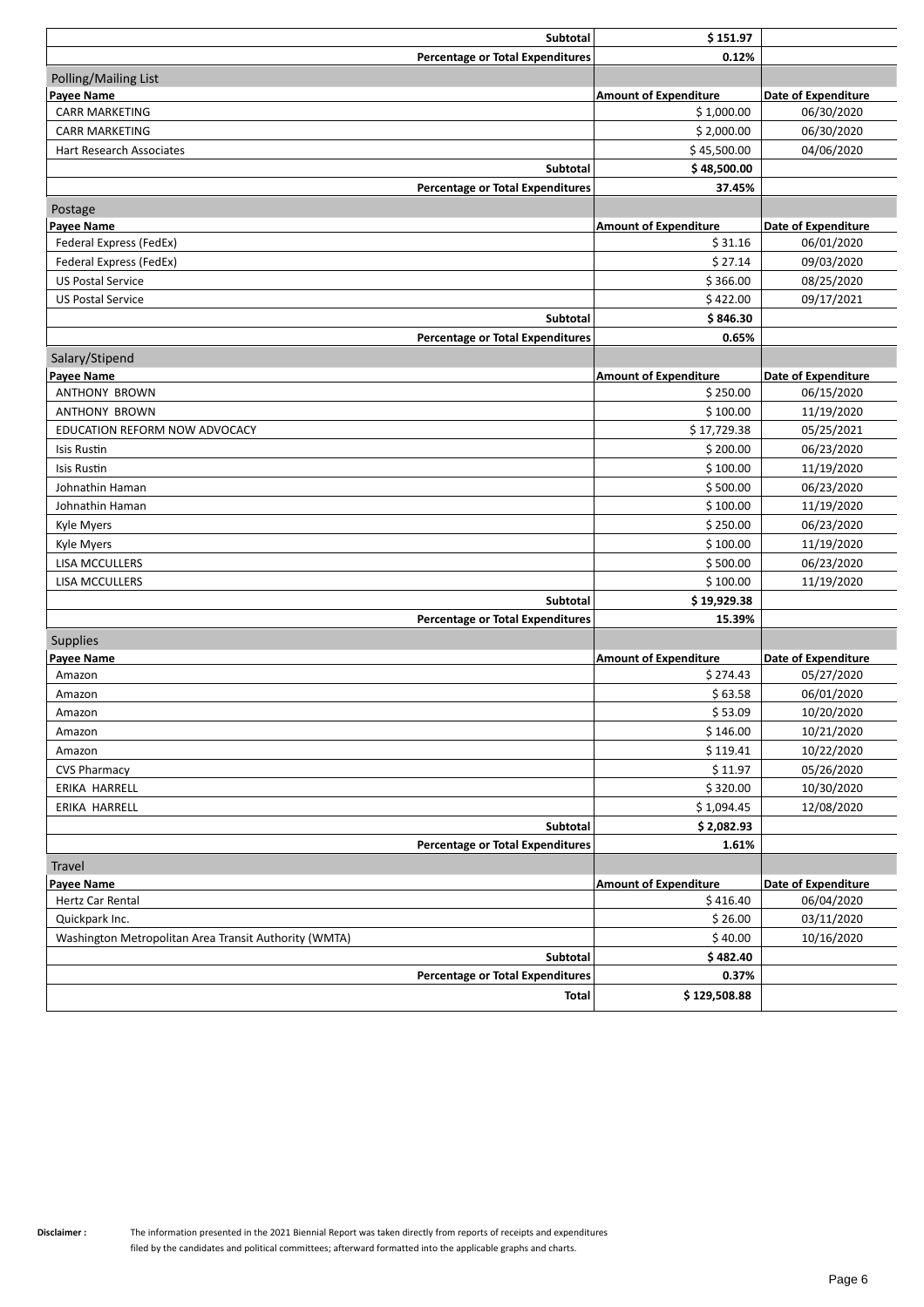| | | |
|---|---|---|
| **Subtotal** | **$ 151.97** | |
| **Percentage or Total Expenditures** | **0.12%** | |

## Polling/Mailing List

| Payee Name | Amount of Expenditure | Date of Expenditure |
|---|---|---|
| CARR MARKETING | $ 1,000.00 | 06/30/2020 |
| CARR MARKETING | $ 2,000.00 | 06/30/2020 |
| Hart Research Associates | $ 45,500.00 | 04/06/2020 |
| **Subtotal** | **$ 48,500.00** | |
| **Percentage or Total Expenditures** | **37.45%** | |

## Postage

| Payee Name | Amount of Expenditure | Date of Expenditure |
|---|---|---|
| Federal Express (FedEx) | $ 31.16 | 06/01/2020 |
| Federal Express (FedEx) | $ 27.14 | 09/03/2020 |
| US Postal Service | $ 366.00 | 08/25/2020 |
| US Postal Service | $ 422.00 | 09/17/2021 |
| **Subtotal** | **$ 846.30** | |
| **Percentage or Total Expenditures** | **0.65%** | |

## Salary/Stipend

| Payee Name | Amount of Expenditure | Date of Expenditure |
|---|---|---|
| ANTHONY BROWN | $ 250.00 | 06/15/2020 |
| ANTHONY BROWN | $ 100.00 | 11/19/2020 |
| EDUCATION REFORM NOW ADVOCACY | $ 17,729.38 | 05/25/2021 |
| Isis Rustin | $ 200.00 | 06/23/2020 |
| Isis Rustin | $ 100.00 | 11/19/2020 |
| Johnathin Haman | $ 500.00 | 06/23/2020 |
| Johnathin Haman | $ 100.00 | 11/19/2020 |
| Kyle Myers | $ 250.00 | 06/23/2020 |
| Kyle Myers | $ 100.00 | 11/19/2020 |
| LISA MCCULLERS | $ 500.00 | 06/23/2020 |
| LISA MCCULLERS | $ 100.00 | 11/19/2020 |
| **Subtotal** | **$ 19,929.38** | |
| **Percentage or Total Expenditures** | **15.39%** | |

## Supplies

| Payee Name | Amount of Expenditure | Date of Expenditure |
|---|---|---|
| Amazon | $ 274.43 | 05/27/2020 |
| Amazon | $ 63.58 | 06/01/2020 |
| Amazon | $ 53.09 | 10/20/2020 |
| Amazon | $ 146.00 | 10/21/2020 |
| Amazon | $ 119.41 | 10/22/2020 |
| CVS Pharmacy | $ 11.97 | 05/26/2020 |
| ERIKA HARRELL | $ 320.00 | 10/30/2020 |
| ERIKA HARRELL | $ 1,094.45 | 12/08/2020 |
| **Subtotal** | **$ 2,082.93** | |
| **Percentage or Total Expenditures** | **1.61%** | |

## Travel

| Payee Name | Amount of Expenditure | Date of Expenditure |
|---|---|---|
| Hertz Car Rental | $ 416.40 | 06/04/2020 |
| Quickpark Inc. | $ 26.00 | 03/11/2020 |
| Washington Metropolitan Area Transit Authority (WMTA) | $ 40.00 | 10/16/2020 |
| **Subtotal** | **$ 482.40** | |
| **Percentage or Total Expenditures** | **0.37%** | |
| **Total** | **$ 129,508.88** | |

**Disclaimer :** The information presented in the 2021 Biennial Report was taken directly from reports of receipts and expenditures filed by the candidates and political committees; afterward formatted into the applicable graphs and charts.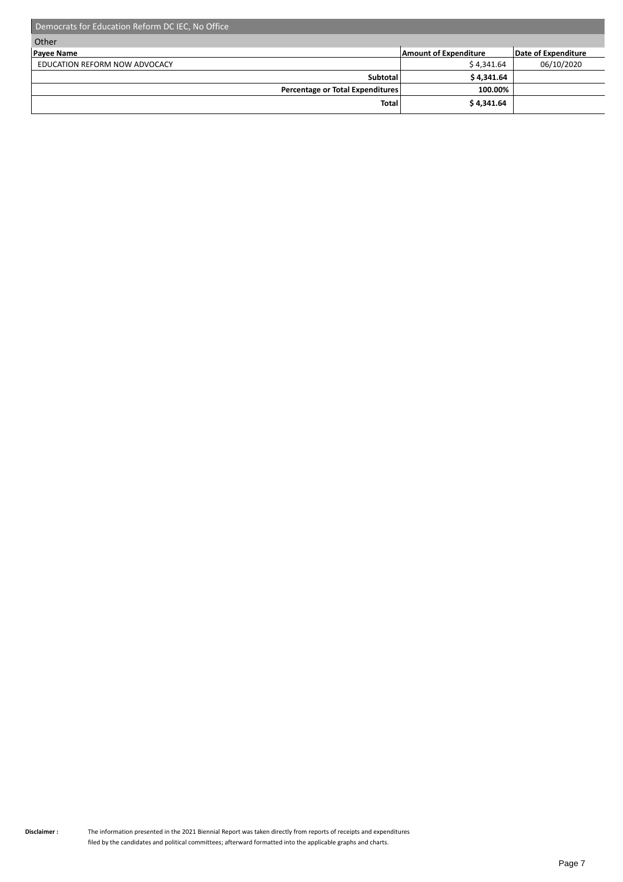## Democrats for Education Reform DC IEC, No Office

### Other

| Payee Name | Amount of Expenditure | Date of Expenditure |
|---|---|---|
| EDUCATION REFORM NOW ADVOCACY | $ 4,341.64 | 06/10/2020 |
| **Subtotal** | **$ 4,341.64** | |
| **Percentage or Total Expenditures** | **100.00%** | |
| **Total** | **$ 4,341.64** | |

**Disclaimer :** The information presented in the 2021 Biennial Report was taken directly from reports of receipts and expenditures filed by the candidates and political committees; afterward formatted into the applicable graphs and charts.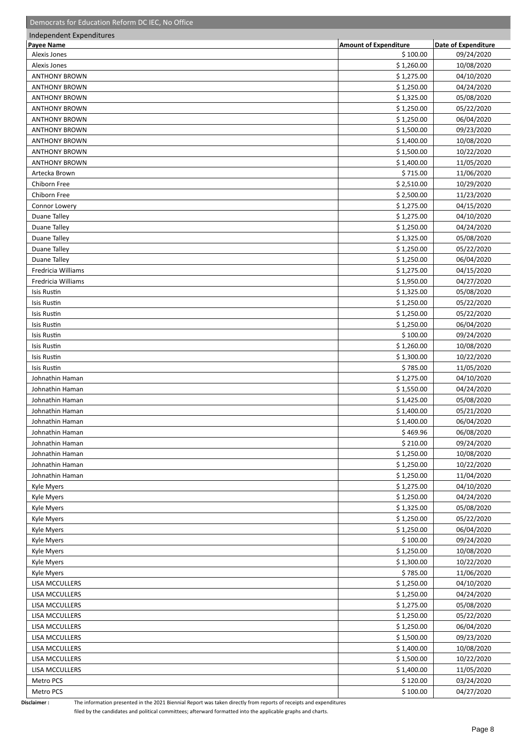## Democrats for Education Reform DC IEC, No Office

### Independent Expenditures

| Payee Name | Amount of Expenditure | Date of Expenditure |
|---|---|---|
| Alexis Jones | $ 100.00 | 09/24/2020 |
| Alexis Jones | $ 1,260.00 | 10/08/2020 |
| ANTHONY BROWN | $ 1,275.00 | 04/10/2020 |
| ANTHONY BROWN | $ 1,250.00 | 04/24/2020 |
| ANTHONY BROWN | $ 1,325.00 | 05/08/2020 |
| ANTHONY BROWN | $ 1,250.00 | 05/22/2020 |
| ANTHONY BROWN | $ 1,250.00 | 06/04/2020 |
| ANTHONY BROWN | $ 1,500.00 | 09/23/2020 |
| ANTHONY BROWN | $ 1,400.00 | 10/08/2020 |
| ANTHONY BROWN | $ 1,500.00 | 10/22/2020 |
| ANTHONY BROWN | $ 1,400.00 | 11/05/2020 |
| Artecka Brown | $ 715.00 | 11/06/2020 |
| Chiborn Free | $ 2,510.00 | 10/29/2020 |
| Chiborn Free | $ 2,500.00 | 11/23/2020 |
| Connor Lowery | $ 1,275.00 | 04/15/2020 |
| Duane Talley | $ 1,275.00 | 04/10/2020 |
| Duane Talley | $ 1,250.00 | 04/24/2020 |
| Duane Talley | $ 1,325.00 | 05/08/2020 |
| Duane Talley | $ 1,250.00 | 05/22/2020 |
| Duane Talley | $ 1,250.00 | 06/04/2020 |
| Fredricia Williams | $ 1,275.00 | 04/15/2020 |
| Fredricia Williams | $ 1,950.00 | 04/27/2020 |
| Isis Rustin | $ 1,325.00 | 05/08/2020 |
| Isis Rustin | $ 1,250.00 | 05/22/2020 |
| Isis Rustin | $ 1,250.00 | 05/22/2020 |
| Isis Rustin | $ 1,250.00 | 06/04/2020 |
| Isis Rustin | $ 100.00 | 09/24/2020 |
| Isis Rustin | $ 1,260.00 | 10/08/2020 |
| Isis Rustin | $ 1,300.00 | 10/22/2020 |
| Isis Rustin | $ 785.00 | 11/05/2020 |
| Johnathin Haman | $ 1,275.00 | 04/10/2020 |
| Johnathin Haman | $ 1,550.00 | 04/24/2020 |
| Johnathin Haman | $ 1,425.00 | 05/08/2020 |
| Johnathin Haman | $ 1,400.00 | 05/21/2020 |
| Johnathin Haman | $ 1,400.00 | 06/04/2020 |
| Johnathin Haman | $ 469.96 | 06/08/2020 |
| Johnathin Haman | $ 210.00 | 09/24/2020 |
| Johnathin Haman | $ 1,250.00 | 10/08/2020 |
| Johnathin Haman | $ 1,250.00 | 10/22/2020 |
| Johnathin Haman | $ 1,250.00 | 11/04/2020 |
| Kyle Myers | $ 1,275.00 | 04/10/2020 |
| Kyle Myers | $ 1,250.00 | 04/24/2020 |
| Kyle Myers | $ 1,325.00 | 05/08/2020 |
| Kyle Myers | $ 1,250.00 | 05/22/2020 |
| Kyle Myers | $ 1,250.00 | 06/04/2020 |
| Kyle Myers | $ 100.00 | 09/24/2020 |
| Kyle Myers | $ 1,250.00 | 10/08/2020 |
| Kyle Myers | $ 1,300.00 | 10/22/2020 |
| Kyle Myers | $ 785.00 | 11/06/2020 |
| LISA MCCULLERS | $ 1,250.00 | 04/10/2020 |
| LISA MCCULLERS | $ 1,250.00 | 04/24/2020 |
| LISA MCCULLERS | $ 1,275.00 | 05/08/2020 |
| LISA MCCULLERS | $ 1,250.00 | 05/22/2020 |
| LISA MCCULLERS | $ 1,250.00 | 06/04/2020 |
| LISA MCCULLERS | $ 1,500.00 | 09/23/2020 |
| LISA MCCULLERS | $ 1,400.00 | 10/08/2020 |
| LISA MCCULLERS | $ 1,500.00 | 10/22/2020 |
| LISA MCCULLERS | $ 1,400.00 | 11/05/2020 |
| Metro PCS | $ 120.00 | 03/24/2020 |
| Metro PCS | $ 100.00 | 04/27/2020 |

**Disclaimer :** The information presented in the 2021 Biennial Report was taken directly from reports of receipts and expenditures filed by the candidates and political committees; afterward formatted into the applicable graphs and charts.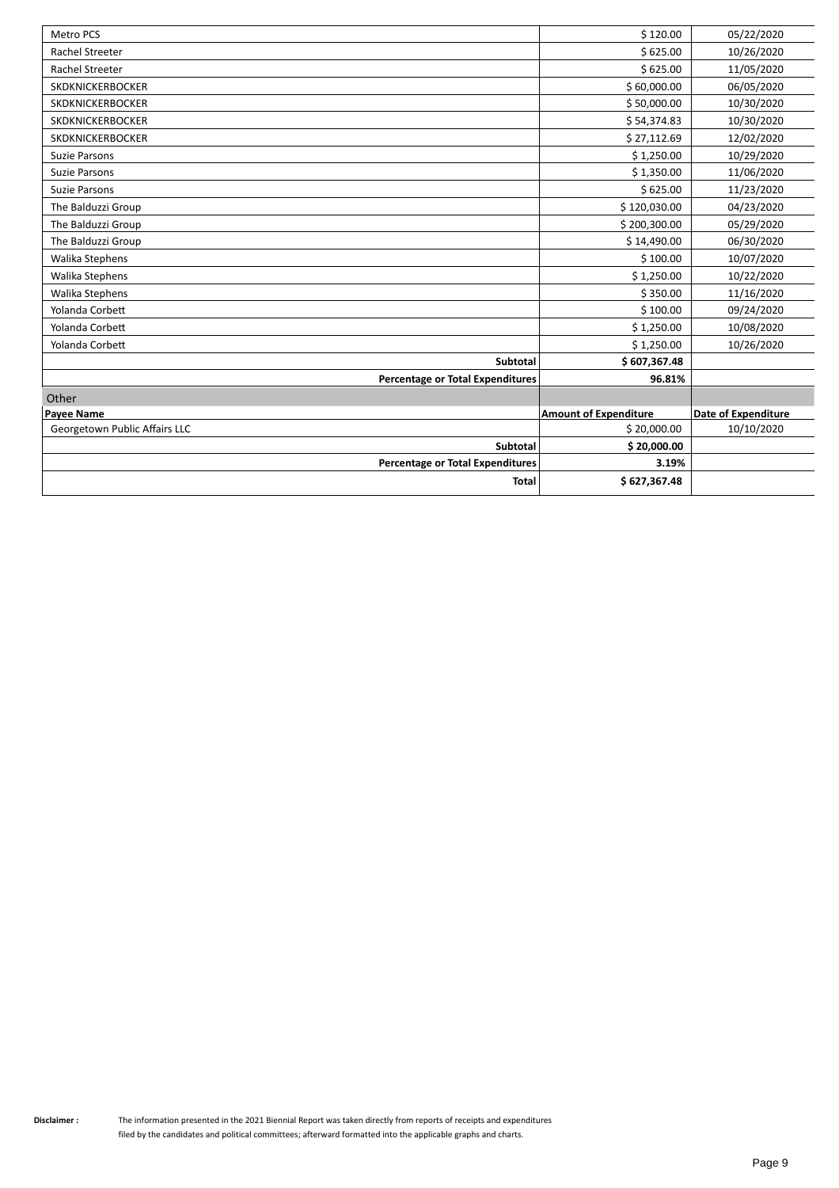| | | |
|---|---|---|
| Metro PCS | $ 120.00 | 05/22/2020 |
| Rachel Streeter | $ 625.00 | 10/26/2020 |
| Rachel Streeter | $ 625.00 | 11/05/2020 |
| SKDKNICKERBOCKER | $ 60,000.00 | 06/05/2020 |
| SKDKNICKERBOCKER | $ 50,000.00 | 10/30/2020 |
| SKDKNICKERBOCKER | $ 54,374.83 | 10/30/2020 |
| SKDKNICKERBOCKER | $ 27,112.69 | 12/02/2020 |
| Suzie Parsons | $ 1,250.00 | 10/29/2020 |
| Suzie Parsons | $ 1,350.00 | 11/06/2020 |
| Suzie Parsons | $ 625.00 | 11/23/2020 |
| The Balduzzi Group | $ 120,030.00 | 04/23/2020 |
| The Balduzzi Group | $ 200,300.00 | 05/29/2020 |
| The Balduzzi Group | $ 14,490.00 | 06/30/2020 |
| Walika Stephens | $ 100.00 | 10/07/2020 |
| Walika Stephens | $ 1,250.00 | 10/22/2020 |
| Walika Stephens | $ 350.00 | 11/16/2020 |
| Yolanda Corbett | $ 100.00 | 09/24/2020 |
| Yolanda Corbett | $ 1,250.00 | 10/08/2020 |
| Yolanda Corbett | $ 1,250.00 | 10/26/2020 |
| **Subtotal** | **$ 607,367.48** | |
| **Percentage or Total Expenditures** | **96.81%** | |

Other

| Payee Name | Amount of Expenditure | Date of Expenditure |
|---|---|---|
| Georgetown Public Affairs LLC | $ 20,000.00 | 10/10/2020 |
| **Subtotal** | **$ 20,000.00** | |
| **Percentage or Total Expenditures** | **3.19%** | |
| **Total** | **$ 627,367.48** | |

**Disclaimer :** The information presented in the 2021 Biennial Report was taken directly from reports of receipts and expenditures filed by the candidates and political committees; afterward formatted into the applicable graphs and charts.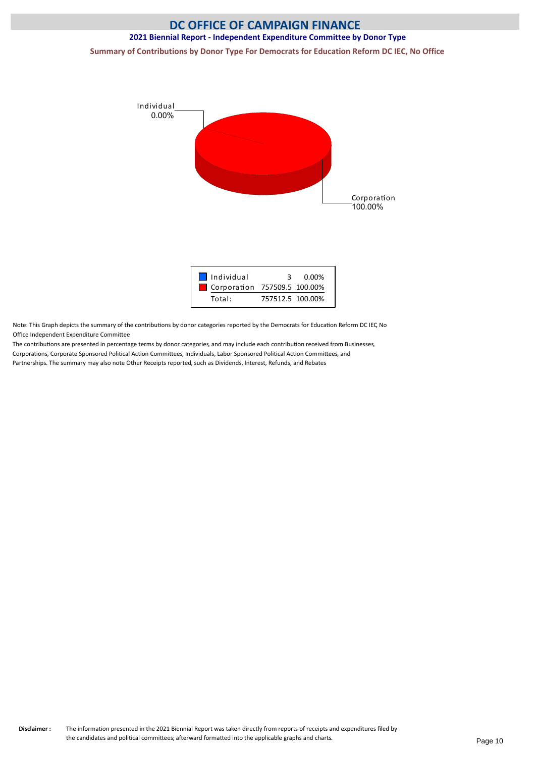# DC OFFICE OF CAMPAIGN FINANCE

## 2021 Biennial Report - Independent Expenditure Committee by Donor Type

### Summary of Contributions by Donor Type For Democrats for Education Reform DC IEC, No Office

Individual
0.00%

Corporation
100.00%

| | | |
|---|---|---|
| Individual | 3 | 0.00% |
| Corporation | 757509.5 | 100.00% |
| Total: | 757512.5 | 100.00% |

Note: This Graph depicts the summary of the contributions by donor categories reported by the Democrats for Education Reform DC IEC, No Office Independent Expenditure Committee

The contributions are presented in percentage terms by donor categories, and may include each contribution received from Businesses, Corporations, Corporate Sponsored Political Action Committees, Individuals, Labor Sponsored Political Action Committees, and Partnerships. The summary may also note Other Receipts reported, such as Dividends, Interest, Refunds, and Rebates

**Disclaimer :** The information presented in the 2021 Biennial Report was taken directly from reports of receipts and expenditures filed by the candidates and political committees; afterward formatted into the applicable graphs and charts.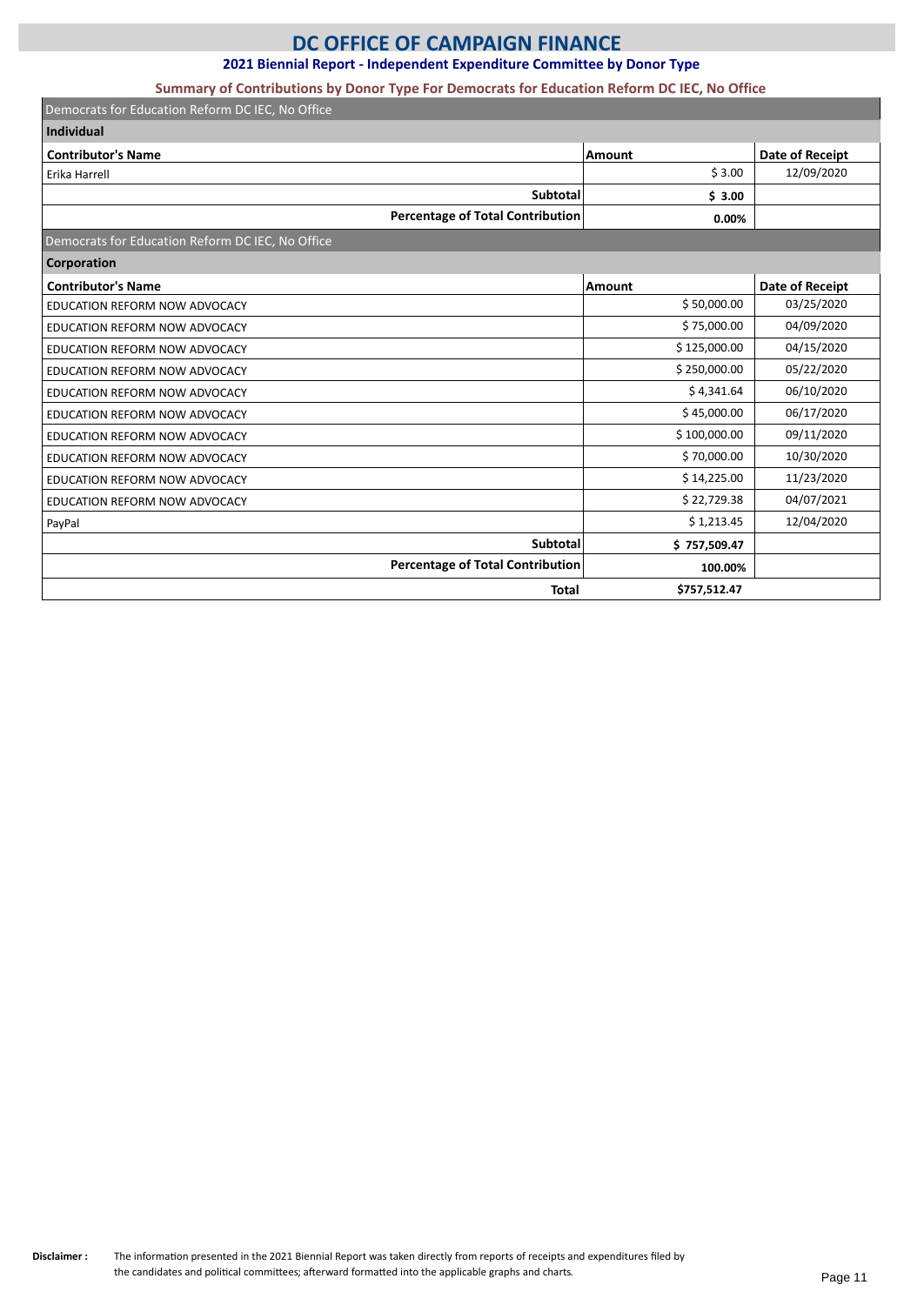# DC OFFICE OF CAMPAIGN FINANCE

## 2021 Biennial Report - Independent Expenditure Committee by Donor Type

### Summary of Contributions by Donor Type For Democrats for Education Reform DC IEC, No Office

Democrats for Education Reform DC IEC, No Office

**Individual**

| Contributor's Name | Amount | Date of Receipt |
|---|---|---|
| Erika Harrell | $ 3.00 | 12/09/2020 |
| **Subtotal** | **$ 3.00** | |
| **Percentage of Total Contribution** | **0.00%** | |

Democrats for Education Reform DC IEC, No Office

**Corporation**

| Contributor's Name | Amount | Date of Receipt |
|---|---|---|
| EDUCATION REFORM NOW ADVOCACY | $ 50,000.00 | 03/25/2020 |
| EDUCATION REFORM NOW ADVOCACY | $ 75,000.00 | 04/09/2020 |
| EDUCATION REFORM NOW ADVOCACY | $ 125,000.00 | 04/15/2020 |
| EDUCATION REFORM NOW ADVOCACY | $ 250,000.00 | 05/22/2020 |
| EDUCATION REFORM NOW ADVOCACY | $ 4,341.64 | 06/10/2020 |
| EDUCATION REFORM NOW ADVOCACY | $ 45,000.00 | 06/17/2020 |
| EDUCATION REFORM NOW ADVOCACY | $ 100,000.00 | 09/11/2020 |
| EDUCATION REFORM NOW ADVOCACY | $ 70,000.00 | 10/30/2020 |
| EDUCATION REFORM NOW ADVOCACY | $ 14,225.00 | 11/23/2020 |
| EDUCATION REFORM NOW ADVOCACY | $ 22,729.38 | 04/07/2021 |
| PayPal | $ 1,213.45 | 12/04/2020 |
| **Subtotal** | **$ 757,509.47** | |
| **Percentage of Total Contribution** | **100.00%** | |
| **Total** | **$757,512.47** | |

**Disclaimer :** The information presented in the 2021 Biennial Report was taken directly from reports of receipts and expenditures filed by the candidates and political committees; afterward formatted into the applicable graphs and charts.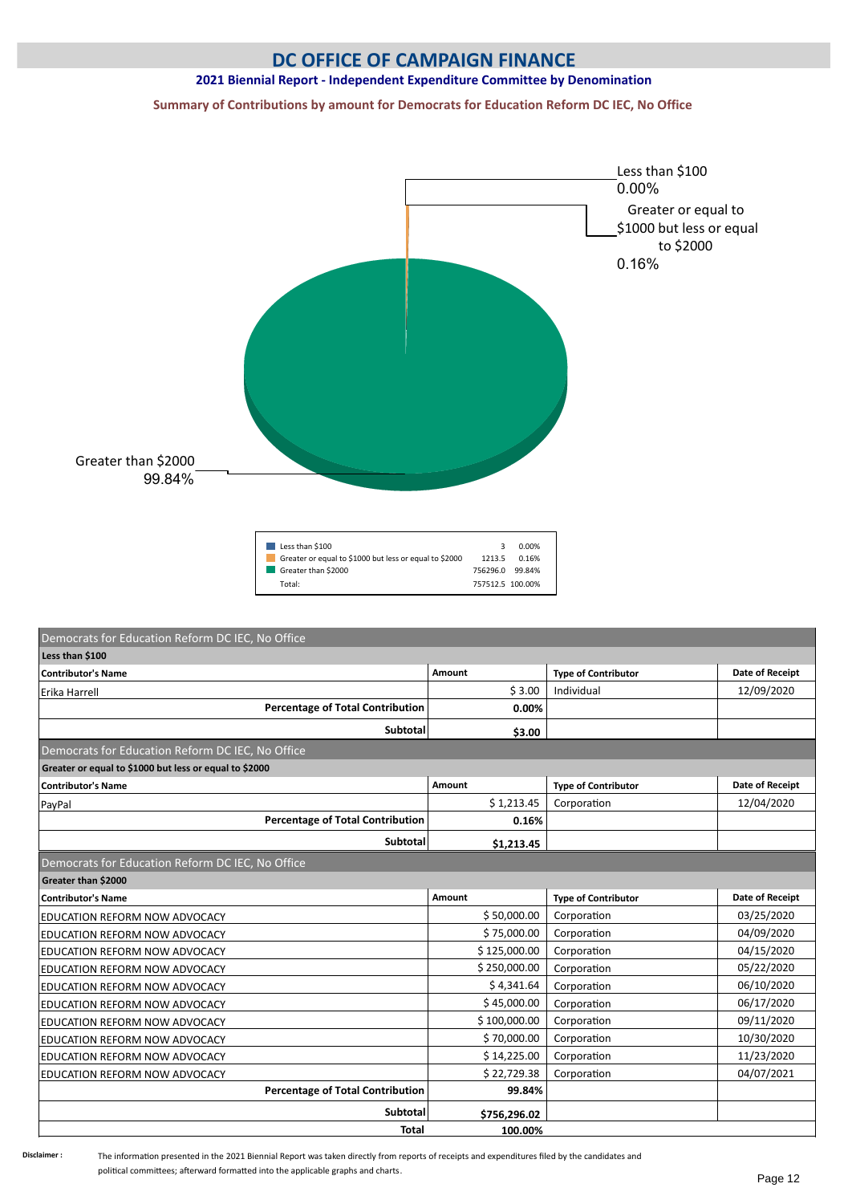# DC OFFICE OF CAMPAIGN FINANCE

## 2021 Biennial Report - Independent Expenditure Committee by Denomination

### Summary of Contributions by amount for Democrats for Education Reform DC IEC, No Office

| | | |
|---|---|---|
| Less than $100 | 3 | 0.00% |
| Greater or equal to $1000 but less or equal to $2000 | 1213.5 | 0.16% |
| Greater than $2000 | 756296.0 | 99.84% |
| Total: | 757512.5 | 100.00% |

**Democrats for Education Reform DC IEC, No Office**

**Less than $100**

| Contributor's Name | Amount | Type of Contributor | Date of Receipt |
|---|---|---|---|
| Erika Harrell | $ 3.00 | Individual | 12/09/2020 |
| **Percentage of Total Contribution** | **0.00%** | | |
| **Subtotal** | **$3.00** | | |

**Democrats for Education Reform DC IEC, No Office**

**Greater or equal to $1000 but less or equal to $2000**

| Contributor's Name | Amount | Type of Contributor | Date of Receipt |
|---|---|---|---|
| PayPal | $ 1,213.45 | Corporation | 12/04/2020 |
| **Percentage of Total Contribution** | **0.16%** | | |
| **Subtotal** | **$1,213.45** | | |

**Democrats for Education Reform DC IEC, No Office**

**Greater than $2000**

| Contributor's Name | Amount | Type of Contributor | Date of Receipt |
|---|---|---|---|
| EDUCATION REFORM NOW ADVOCACY | $ 50,000.00 | Corporation | 03/25/2020 |
| EDUCATION REFORM NOW ADVOCACY | $ 75,000.00 | Corporation | 04/09/2020 |
| EDUCATION REFORM NOW ADVOCACY | $ 125,000.00 | Corporation | 04/15/2020 |
| EDUCATION REFORM NOW ADVOCACY | $ 250,000.00 | Corporation | 05/22/2020 |
| EDUCATION REFORM NOW ADVOCACY | $ 4,341.64 | Corporation | 06/10/2020 |
| EDUCATION REFORM NOW ADVOCACY | $ 45,000.00 | Corporation | 06/17/2020 |
| EDUCATION REFORM NOW ADVOCACY | $ 100,000.00 | Corporation | 09/11/2020 |
| EDUCATION REFORM NOW ADVOCACY | $ 70,000.00 | Corporation | 10/30/2020 |
| EDUCATION REFORM NOW ADVOCACY | $ 14,225.00 | Corporation | 11/23/2020 |
| EDUCATION REFORM NOW ADVOCACY | $ 22,729.38 | Corporation | 04/07/2021 |
| **Percentage of Total Contribution** | **99.84%** | | |
| **Subtotal** | **$756,296.02** | | |
| **Total** | **100.00%** | | |

**Disclaimer :** The information presented in the 2021 Biennial Report was taken directly from reports of receipts and expenditures filed by the candidates and political committees; afterward formatted into the applicable graphs and charts.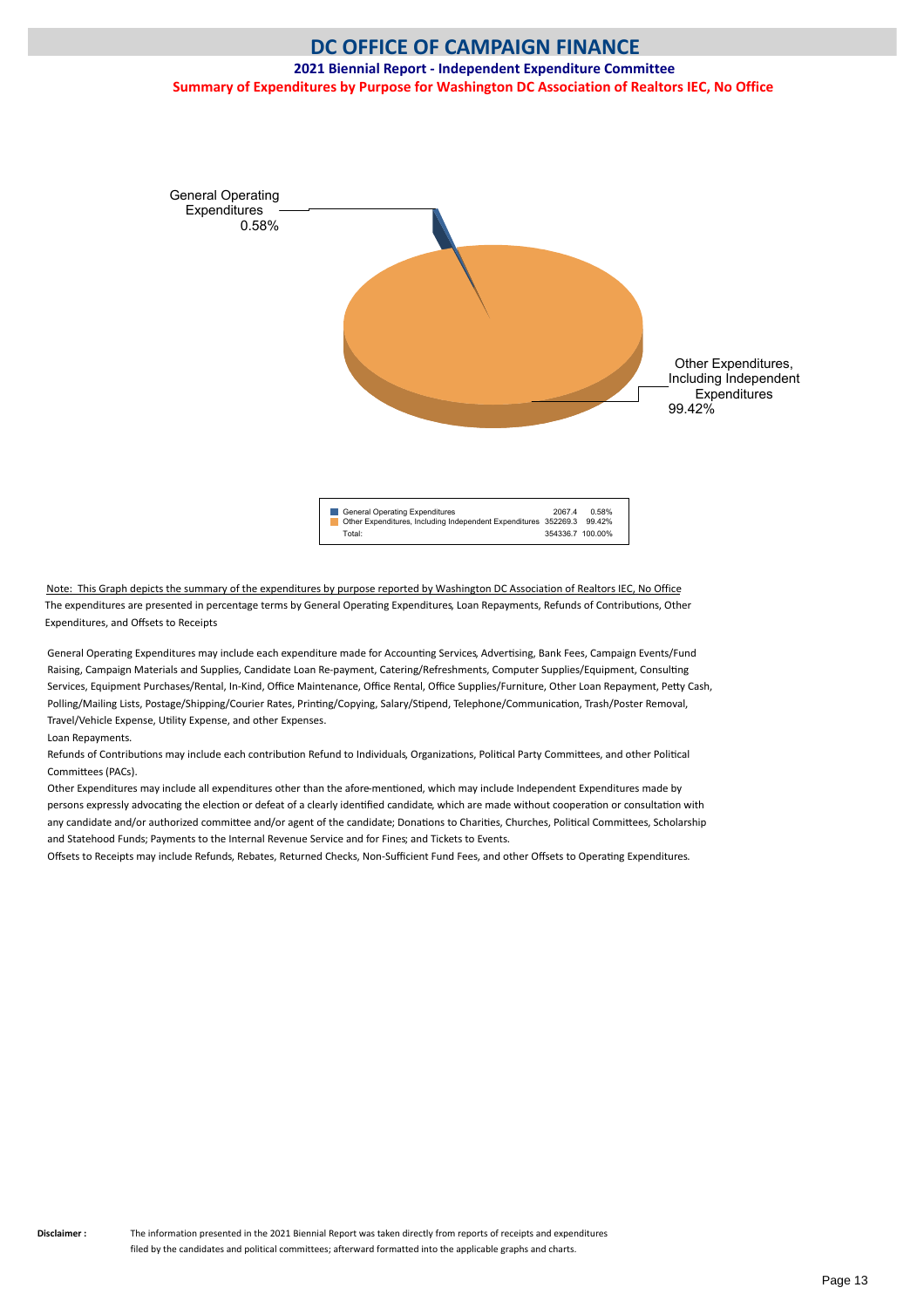# DC OFFICE OF CAMPAIGN FINANCE

**2021 Biennial Report - Independent Expenditure Committee**

**Summary of Expenditures by Purpose for Washington DC Association of Realtors IEC, No Office**

General Operating Expenditures 0.58%

Other Expenditures, Including Independent Expenditures 99.42%

| | | |
|---|---|---|
| General Operating Expenditures | 2067.4 | 0.58% |
| Other Expenditures, Including Independent Expenditures | 352269.3 | 99.42% |
| Total: | 354336.7 | 100.00% |

Note: This Graph depicts the summary of the expenditures by purpose reported by Washington DC Association of Realtors IEC, No Office
The expenditures are presented in percentage terms by General Operating Expenditures, Loan Repayments, Refunds of Contributions, Other Expenditures, and Offsets to Receipts

General Operating Expenditures may include each expenditure made for Accounting Services, Advertising, Bank Fees, Campaign Events/Fund Raising, Campaign Materials and Supplies, Candidate Loan Re-payment, Catering/Refreshments, Computer Supplies/Equipment, Consulting Services, Equipment Purchases/Rental, In-Kind, Office Maintenance, Office Rental, Office Supplies/Furniture, Other Loan Repayment, Petty Cash, Polling/Mailing Lists, Postage/Shipping/Courier Rates, Printing/Copying, Salary/Stipend, Telephone/Communication, Trash/Poster Removal, Travel/Vehicle Expense, Utility Expense, and other Expenses.

Loan Repayments.

Refunds of Contributions may include each contribution Refund to Individuals, Organizations, Political Party Committees, and other Political Committees (PACs).

Other Expenditures may include all expenditures other than the afore-mentioned, which may include Independent Expenditures made by persons expressly advocating the election or defeat of a clearly identified candidate, which are made without cooperation or consultation with any candidate and/or authorized committee and/or agent of the candidate; Donations to Charities, Churches, Political Committees, Scholarship and Statehood Funds; Payments to the Internal Revenue Service and for Fines; and Tickets to Events.

Offsets to Receipts may include Refunds, Rebates, Returned Checks, Non-Sufficient Fund Fees, and other Offsets to Operating Expenditures.

**Disclaimer :** The information presented in the 2021 Biennial Report was taken directly from reports of receipts and expenditures filed by the candidates and political committees; afterward formatted into the applicable graphs and charts.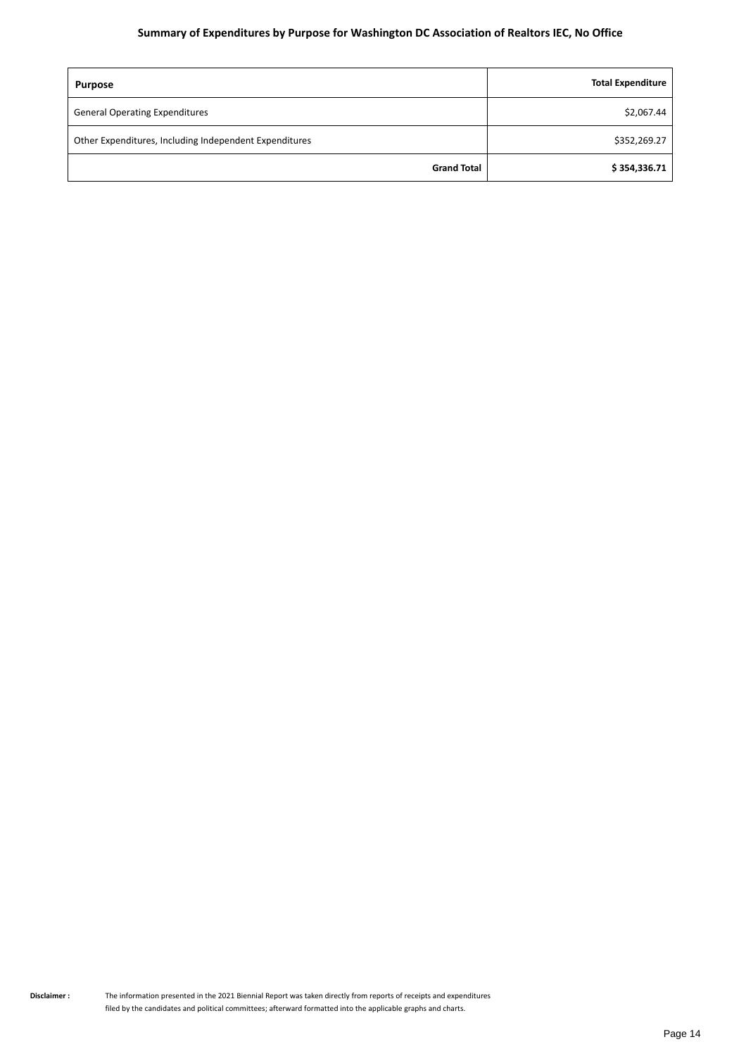## Summary of Expenditures by Purpose for Washington DC Association of Realtors IEC, No Office

| Purpose | Total Expenditure |
|---|---|
| General Operating Expenditures | $2,067.44 |
| Other Expenditures, Including Independent Expenditures | $352,269.27 |
| **Grand Total** | **$ 354,336.71** |

**Disclaimer :** The information presented in the 2021 Biennial Report was taken directly from reports of receipts and expenditures filed by the candidates and political committees; afterward formatted into the applicable graphs and charts.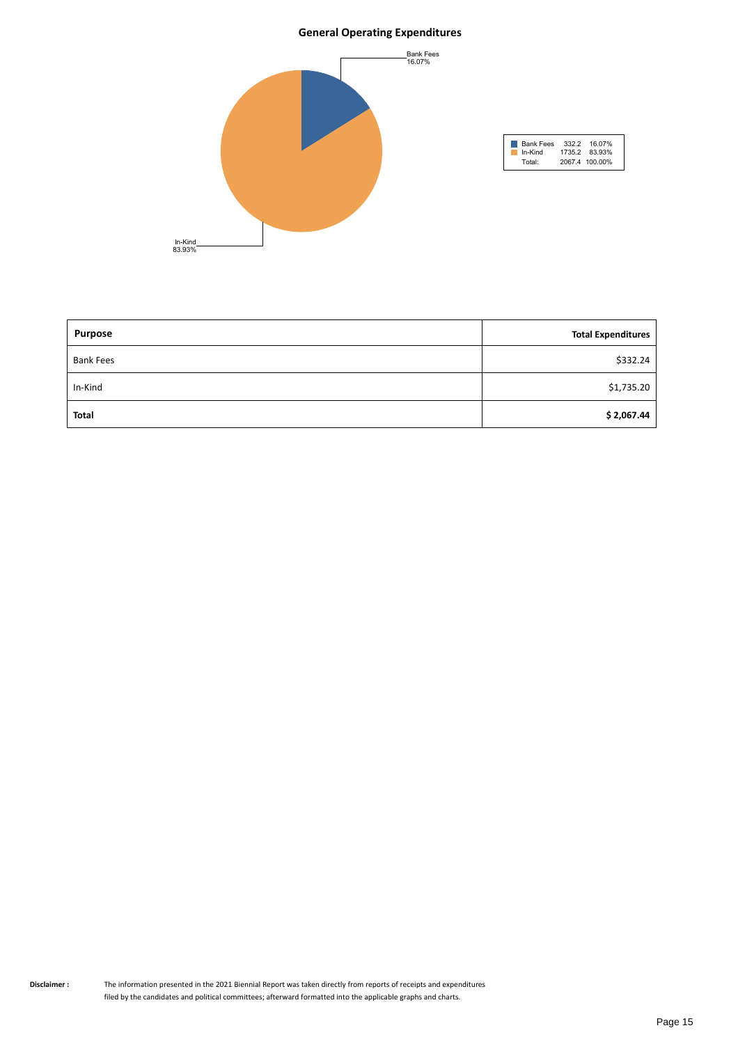## General Operating Expenditures

Bank Fees 16.07%

In-Kind 83.93%

| | | |
|---|---|---|
| Bank Fees | 332.2 | 16.07% |
| In-Kind | 1735.2 | 83.93% |
| Total: | 2067.4 | 100.00% |

| Purpose | Total Expenditures |
|---|---|
| Bank Fees | $332.24 |
| In-Kind | $1,735.20 |
| **Total** | **$ 2,067.44** |

**Disclaimer :** The information presented in the 2021 Biennial Report was taken directly from reports of receipts and expenditures filed by the candidates and political committees; afterward formatted into the applicable graphs and charts.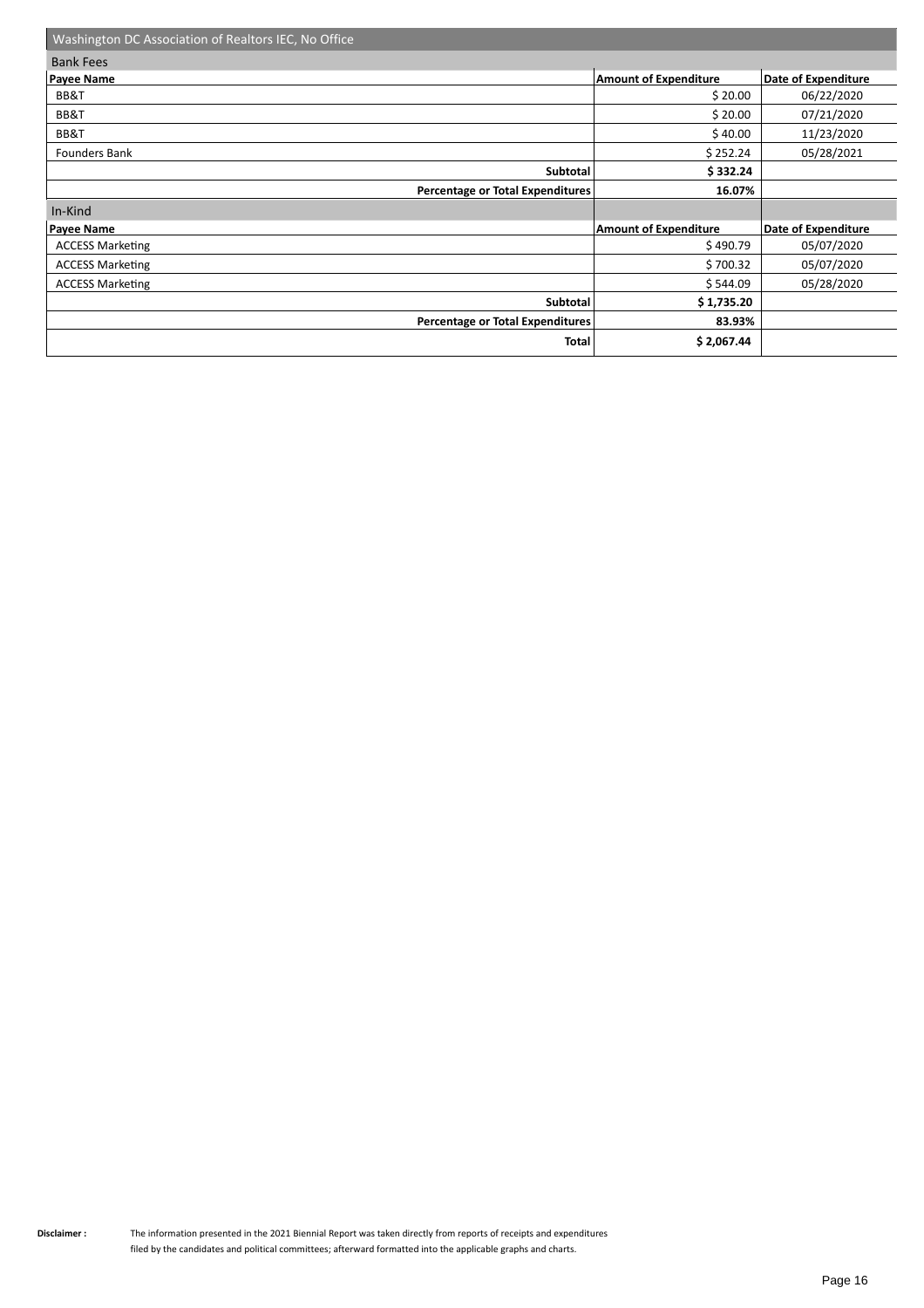## Washington DC Association of Realtors IEC, No Office

| Bank Fees | | |
|---|---|---|
| **Payee Name** | **Amount of Expenditure** | **Date of Expenditure** |
| BB&T | $ 20.00 | 06/22/2020 |
| BB&T | $ 20.00 | 07/21/2020 |
| BB&T | $ 40.00 | 11/23/2020 |
| Founders Bank | $ 252.24 | 05/28/2021 |
| **Subtotal** | **$ 332.24** | |
| **Percentage or Total Expenditures** | **16.07%** | |
| In-Kind | | |
| **Payee Name** | **Amount of Expenditure** | **Date of Expenditure** |
| ACCESS Marketing | $ 490.79 | 05/07/2020 |
| ACCESS Marketing | $ 700.32 | 05/07/2020 |
| ACCESS Marketing | $ 544.09 | 05/28/2020 |
| **Subtotal** | **$ 1,735.20** | |
| **Percentage or Total Expenditures** | **83.93%** | |
| **Total** | **$ 2,067.44** | |

**Disclaimer :** The information presented in the 2021 Biennial Report was taken directly from reports of receipts and expenditures filed by the candidates and political committees; afterward formatted into the applicable graphs and charts.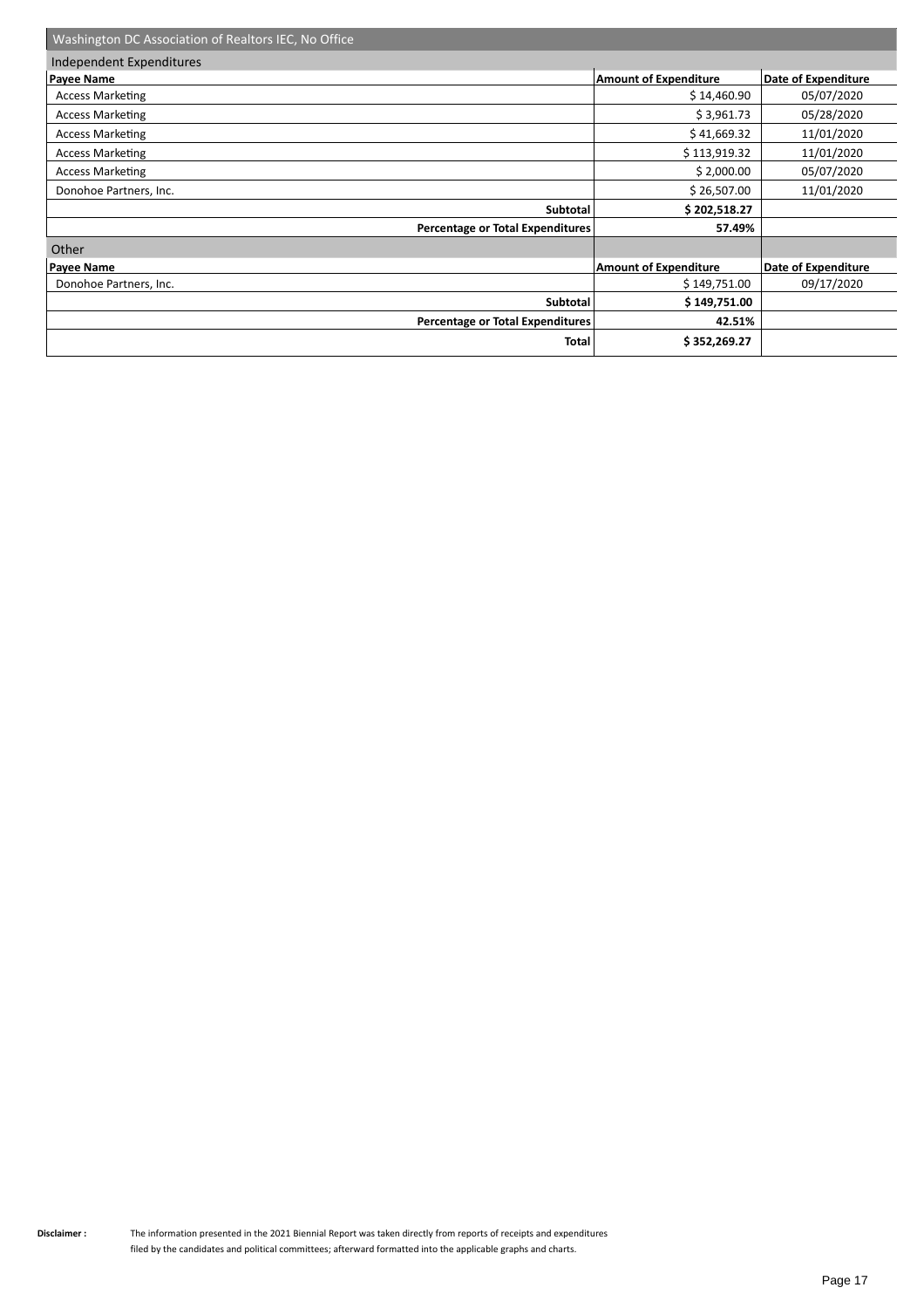## Washington DC Association of Realtors IEC, No Office

### Independent Expenditures

| Payee Name | Amount of Expenditure | Date of Expenditure |
|---|---|---|
| Access Marketing | $ 14,460.90 | 05/07/2020 |
| Access Marketing | $ 3,961.73 | 05/28/2020 |
| Access Marketing | $ 41,669.32 | 11/01/2020 |
| Access Marketing | $ 113,919.32 | 11/01/2020 |
| Access Marketing | $ 2,000.00 | 05/07/2020 |
| Donohoe Partners, Inc. | $ 26,507.00 | 11/01/2020 |
| **Subtotal** | **$ 202,518.27** | |
| **Percentage or Total Expenditures** | **57.49%** | |

### Other

| Payee Name | Amount of Expenditure | Date of Expenditure |
|---|---|---|
| Donohoe Partners, Inc. | $ 149,751.00 | 09/17/2020 |
| **Subtotal** | **$ 149,751.00** | |
| **Percentage or Total Expenditures** | **42.51%** | |
| **Total** | **$ 352,269.27** | |

**Disclaimer :** The information presented in the 2021 Biennial Report was taken directly from reports of receipts and expenditures filed by the candidates and political committees; afterward formatted into the applicable graphs and charts.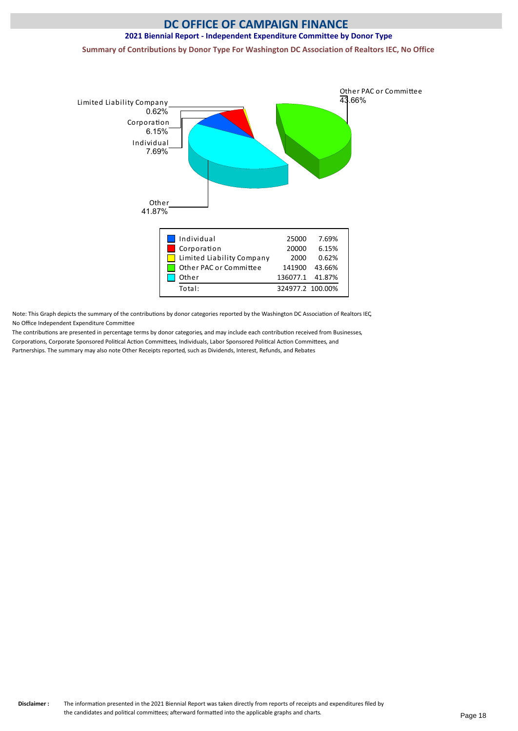# DC OFFICE OF CAMPAIGN FINANCE

## 2021 Biennial Report - Independent Expenditure Committee by Donor Type

### Summary of Contributions by Donor Type For Washington DC Association of Realtors IEC, No Office

| Donor Type | Amount | Percent |
|---|---|---|
| Individual | 25000 | 7.69% |
| Corporation | 20000 | 6.15% |
| Limited Liability Company | 2000 | 0.62% |
| Other PAC or Committee | 141900 | 43.66% |
| Other | 136077.1 | 41.87% |
| Total: | 324977.2 | 100.00% |

Note: This Graph depicts the summary of the contributions by donor categories reported by the Washington DC Association of Realtors IEC, No Office Independent Expenditure Committee

The contributions are presented in percentage terms by donor categories, and may include each contribution received from Businesses, Corporations, Corporate Sponsored Political Action Committees, Individuals, Labor Sponsored Political Action Committees, and Partnerships. The summary may also note Other Receipts reported, such as Dividends, Interest, Refunds, and Rebates

**Disclaimer :** The information presented in the 2021 Biennial Report was taken directly from reports of receipts and expenditures filed by the candidates and political committees; afterward formatted into the applicable graphs and charts.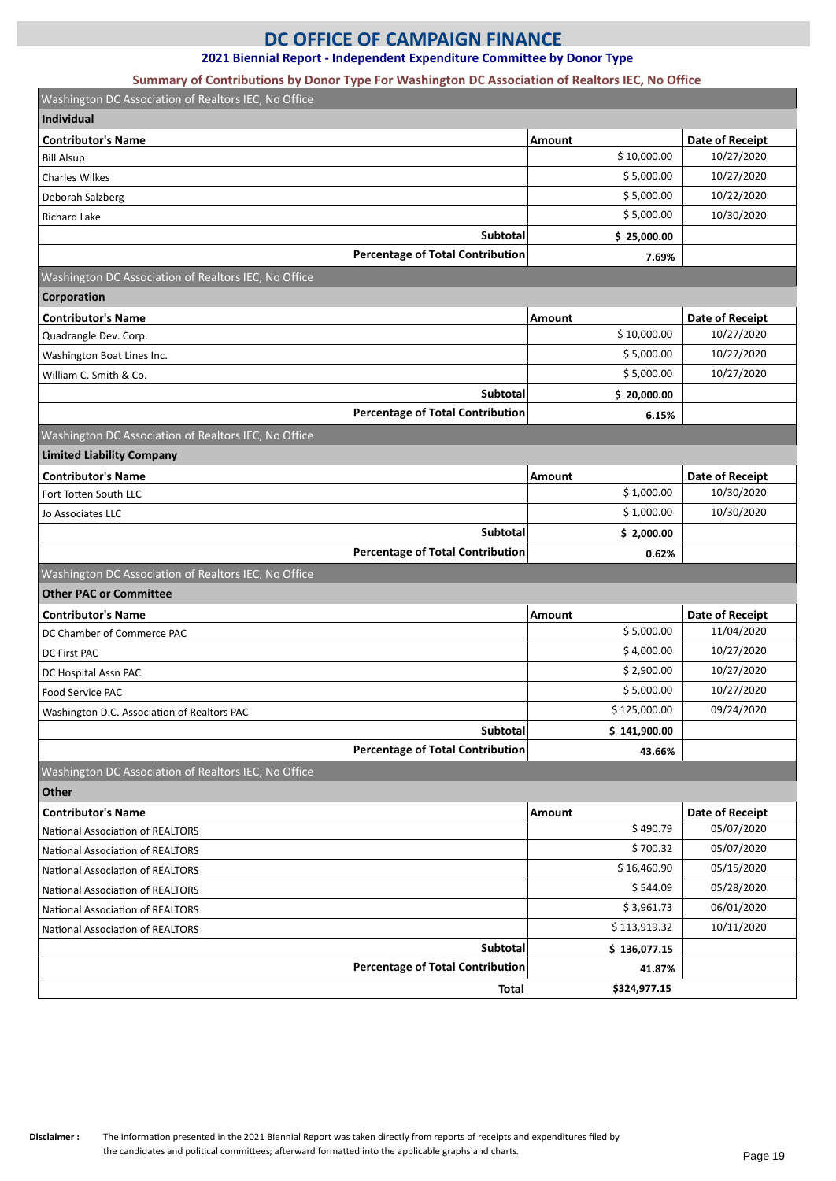# DC OFFICE OF CAMPAIGN FINANCE

## 2021 Biennial Report - Independent Expenditure Committee by Donor Type

### Summary of Contributions by Donor Type For Washington DC Association of Realtors IEC, No Office

Washington DC Association of Realtors IEC, No Office

**Individual**

| Contributor's Name | Amount | Date of Receipt |
|---|---|---|
| Bill Alsup | $ 10,000.00 | 10/27/2020 |
| Charles Wilkes | $ 5,000.00 | 10/27/2020 |
| Deborah Salzberg | $ 5,000.00 | 10/22/2020 |
| Richard Lake | $ 5,000.00 | 10/30/2020 |
| **Subtotal** | **$ 25,000.00** | |
| **Percentage of Total Contribution** | **7.69%** | |

Washington DC Association of Realtors IEC, No Office

**Corporation**

| Contributor's Name | Amount | Date of Receipt |
|---|---|---|
| Quadrangle Dev. Corp. | $ 10,000.00 | 10/27/2020 |
| Washington Boat Lines Inc. | $ 5,000.00 | 10/27/2020 |
| William C. Smith & Co. | $ 5,000.00 | 10/27/2020 |
| **Subtotal** | **$ 20,000.00** | |
| **Percentage of Total Contribution** | **6.15%** | |

Washington DC Association of Realtors IEC, No Office

**Limited Liability Company**

| Contributor's Name | Amount | Date of Receipt |
|---|---|---|
| Fort Totten South LLC | $ 1,000.00 | 10/30/2020 |
| Jo Associates LLC | $ 1,000.00 | 10/30/2020 |
| **Subtotal** | **$ 2,000.00** | |
| **Percentage of Total Contribution** | **0.62%** | |

Washington DC Association of Realtors IEC, No Office

**Other PAC or Committee**

| Contributor's Name | Amount | Date of Receipt |
|---|---|---|
| DC Chamber of Commerce PAC | $ 5,000.00 | 11/04/2020 |
| DC First PAC | $ 4,000.00 | 10/27/2020 |
| DC Hospital Assn PAC | $ 2,900.00 | 10/27/2020 |
| Food Service PAC | $ 5,000.00 | 10/27/2020 |
| Washington D.C. Association of Realtors PAC | $ 125,000.00 | 09/24/2020 |
| **Subtotal** | **$ 141,900.00** | |
| **Percentage of Total Contribution** | **43.66%** | |

Washington DC Association of Realtors IEC, No Office

**Other**

| Contributor's Name | Amount | Date of Receipt |
|---|---|---|
| National Association of REALTORS | $ 490.79 | 05/07/2020 |
| National Association of REALTORS | $ 700.32 | 05/07/2020 |
| National Association of REALTORS | $ 16,460.90 | 05/15/2020 |
| National Association of REALTORS | $ 544.09 | 05/28/2020 |
| National Association of REALTORS | $ 3,961.73 | 06/01/2020 |
| National Association of REALTORS | $ 113,919.32 | 10/11/2020 |
| **Subtotal** | **$ 136,077.15** | |
| **Percentage of Total Contribution** | **41.87%** | |
| **Total** | **$324,977.15** | |

**Disclaimer :** The information presented in the 2021 Biennial Report was taken directly from reports of receipts and expenditures filed by the candidates and political committees; afterward formatted into the applicable graphs and charts.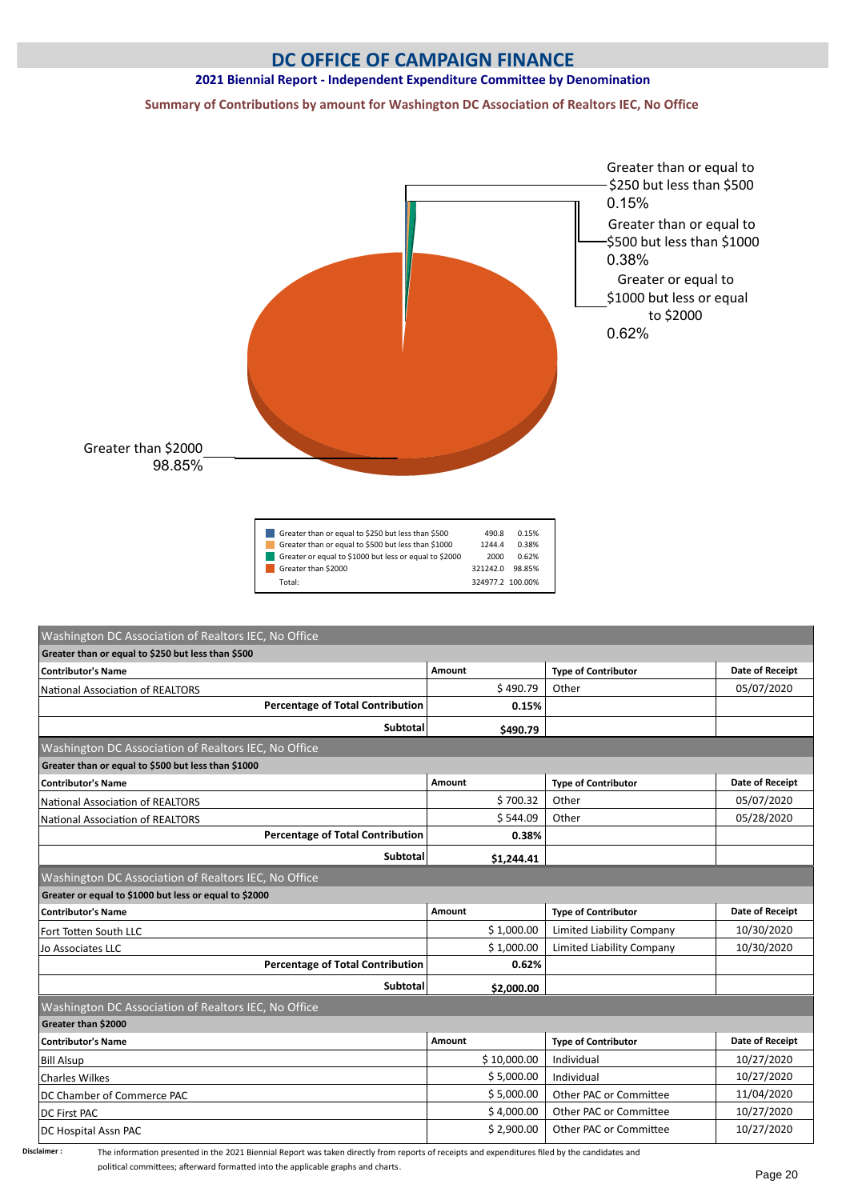# DC OFFICE OF CAMPAIGN FINANCE

### 2021 Biennial Report - Independent Expenditure Committee by Denomination

### Summary of Contributions by amount for Washington DC Association of Realtors IEC, No Office

Greater than or equal to $250 but less than $500 0.15%

Greater than or equal to $500 but less than $1000 0.38%

Greater or equal to $1000 but less or equal to $2000 0.62%

Greater than $2000 98.85%

| | | |
|---|---|---|
| Greater than or equal to $250 but less than $500 | 490.8 | 0.15% |
| Greater than or equal to $500 but less than $1000 | 1244.4 | 0.38% |
| Greater or equal to $1000 but less or equal to $2000 | 2000 | 0.62% |
| Greater than $2000 | 321242.0 | 98.85% |
| Total: | 324977.2 | 100.00% |

**Washington DC Association of Realtors IEC, No Office**

**Greater than or equal to $250 but less than $500**

| Contributor's Name | Amount | Type of Contributor | Date of Receipt |
|---|---|---|---|
| National Association of REALTORS | $ 490.79 | Other | 05/07/2020 |
| **Percentage of Total Contribution** | **0.15%** | | |
| **Subtotal** | **$490.79** | | |

**Washington DC Association of Realtors IEC, No Office**

**Greater than or equal to $500 but less than $1000**

| Contributor's Name | Amount | Type of Contributor | Date of Receipt |
|---|---|---|---|
| National Association of REALTORS | $ 700.32 | Other | 05/07/2020 |
| National Association of REALTORS | $ 544.09 | Other | 05/28/2020 |
| **Percentage of Total Contribution** | **0.38%** | | |
| **Subtotal** | **$1,244.41** | | |

**Washington DC Association of Realtors IEC, No Office**

**Greater or equal to $1000 but less or equal to $2000**

| Contributor's Name | Amount | Type of Contributor | Date of Receipt |
|---|---|---|---|
| Fort Totten South LLC | $ 1,000.00 | Limited Liability Company | 10/30/2020 |
| Jo Associates LLC | $ 1,000.00 | Limited Liability Company | 10/30/2020 |
| **Percentage of Total Contribution** | **0.62%** | | |
| **Subtotal** | **$2,000.00** | | |

**Washington DC Association of Realtors IEC, No Office**

**Greater than $2000**

| Contributor's Name | Amount | Type of Contributor | Date of Receipt |
|---|---|---|---|
| Bill Alsup | $ 10,000.00 | Individual | 10/27/2020 |
| Charles Wilkes | $ 5,000.00 | Individual | 10/27/2020 |
| DC Chamber of Commerce PAC | $ 5,000.00 | Other PAC or Committee | 11/04/2020 |
| DC First PAC | $ 4,000.00 | Other PAC or Committee | 10/27/2020 |
| DC Hospital Assn PAC | $ 2,900.00 | Other PAC or Committee | 10/27/2020 |

**Disclaimer :** The information presented in the 2021 Biennial Report was taken directly from reports of receipts and expenditures filed by the candidates and political committees; afterward formatted into the applicable graphs and charts.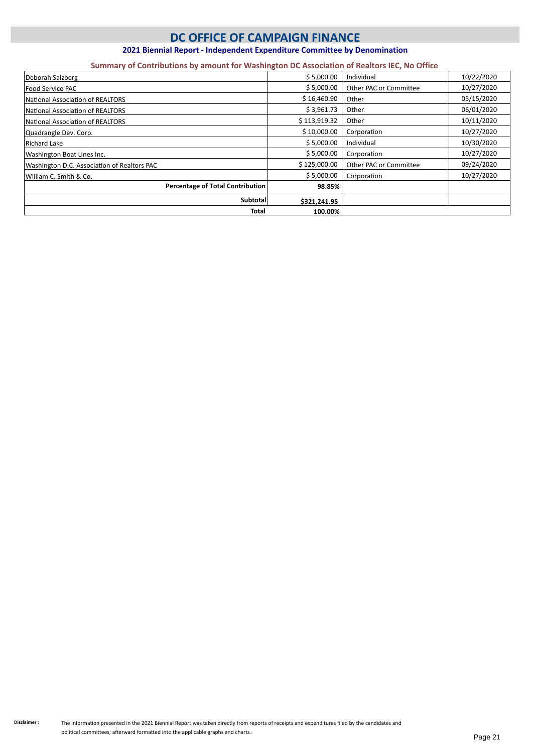# DC OFFICE OF CAMPAIGN FINANCE

## 2021 Biennial Report - Independent Expenditure Committee by Denomination

### Summary of Contributions by amount for Washington DC Association of Realtors IEC, No Office

| | | | |
|---|---|---|---|
| Deborah Salzberg | $ 5,000.00 | Individual | 10/22/2020 |
| Food Service PAC | $ 5,000.00 | Other PAC or Committee | 10/27/2020 |
| National Association of REALTORS | $ 16,460.90 | Other | 05/15/2020 |
| National Association of REALTORS | $ 3,961.73 | Other | 06/01/2020 |
| National Association of REALTORS | $ 113,919.32 | Other | 10/11/2020 |
| Quadrangle Dev. Corp. | $ 10,000.00 | Corporation | 10/27/2020 |
| Richard Lake | $ 5,000.00 | Individual | 10/30/2020 |
| Washington Boat Lines Inc. | $ 5,000.00 | Corporation | 10/27/2020 |
| Washington D.C. Association of Realtors PAC | $ 125,000.00 | Other PAC or Committee | 09/24/2020 |
| William C. Smith & Co. | $ 5,000.00 | Corporation | 10/27/2020 |
| **Percentage of Total Contribution** | **98.85%** | | |
| **Subtotal** | **$321,241.95** | | |
| **Total** | **100.00%** | | |

**Disclaimer :** The information presented in the 2021 Biennial Report was taken directly from reports of receipts and expenditures filed by the candidates and political committees; afterward formatted into the applicable graphs and charts.